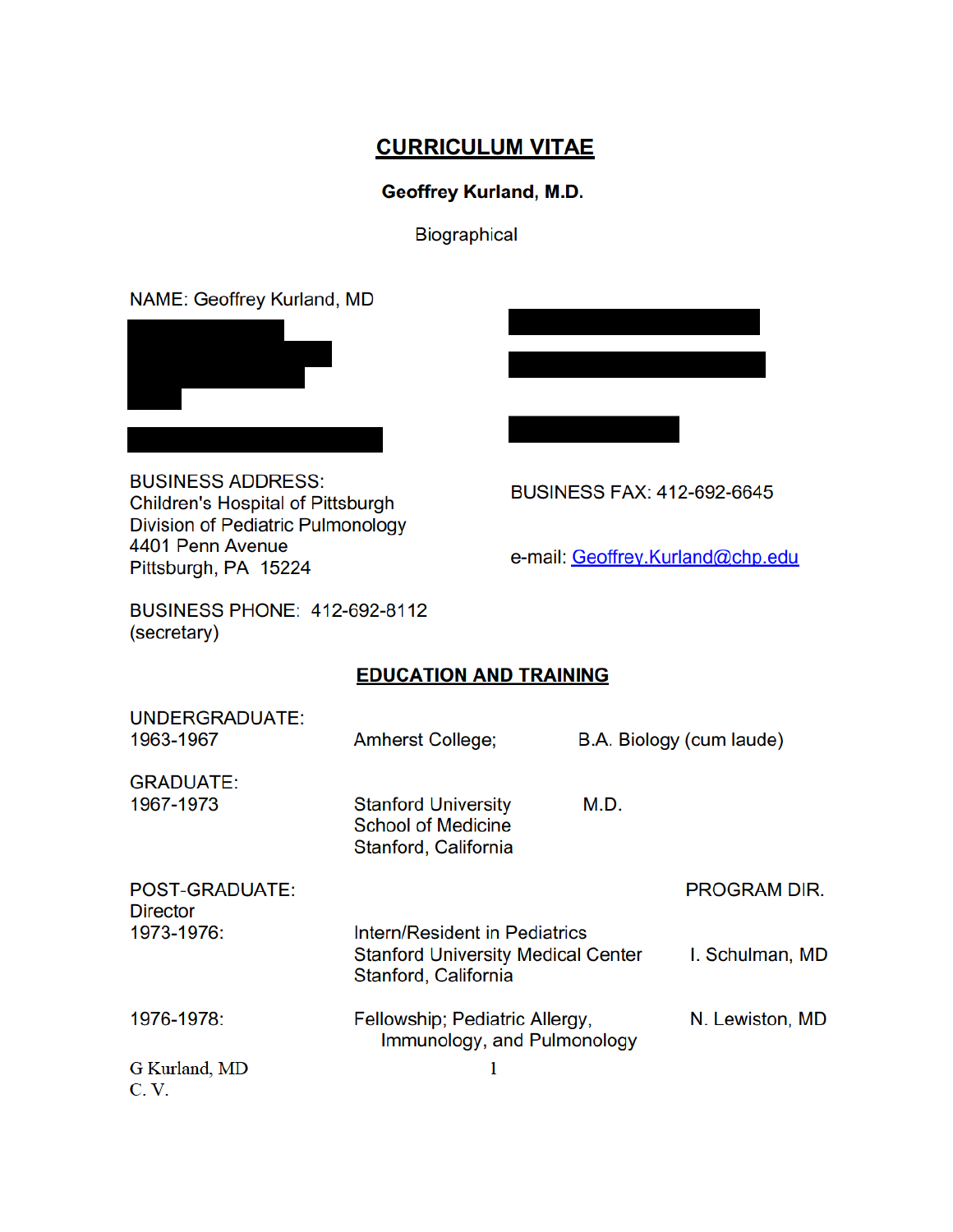# CURRICULUM VITAE

**Geoffrey Kurland, M.D.**

Biographical

NAME: Geoffrey Kurland, MD

BUSINESS ADDRESS:
Children's Hospital of Pittsburgh
Division of Pediatric Pulmonology
4401 Penn Avenue
Pittsburgh, PA 15224

BUSINESS FAX: 412-692-6645

e-mail: Geoffrey.Kurland@chp.edu

BUSINESS PHONE: 412-692-8112 (secretary)

## EDUCATION AND TRAINING

| | | |
|---|---|---|
| UNDERGRADUATE: 1963-1967 | Amherst College; | B.A. Biology (cum laude) |
| GRADUATE: 1967-1973 | Stanford University School of Medicine Stanford, California | M.D. |

| POST-GRADUATE: | | PROGRAM DIR. Director |
|---|---|---|
| 1973-1976: | Intern/Resident in Pediatrics Stanford University Medical Center Stanford, California | I. Schulman, MD |
| 1976-1978: | Fellowship; Pediatric Allergy, Immunology, and Pulmonology | N. Lewiston, MD |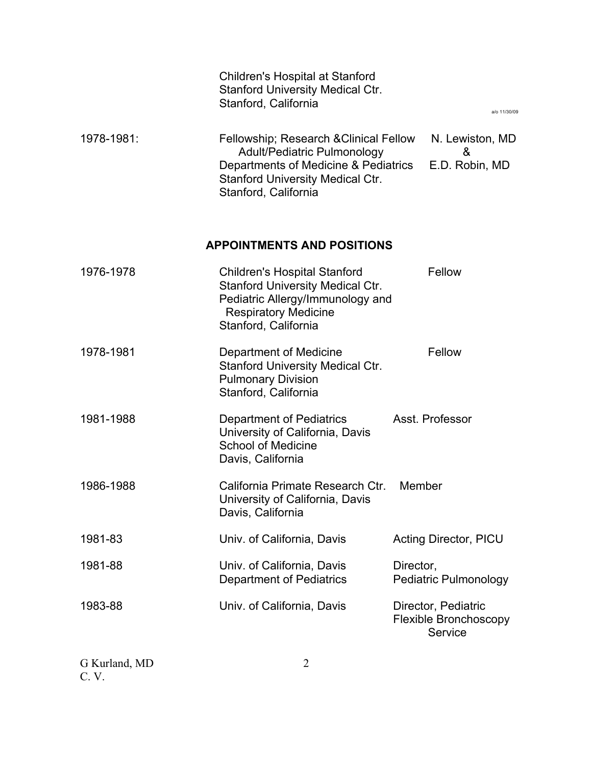Children's Hospital at Stanford
Stanford University Medical Ctr.
Stanford, California

a/o 11/30/09

| | | |
|---|---|---|
| 1978-1981: | Fellowship; Research &Clinical Fellow<br>Adult/Pediatric Pulmonology<br>Departments of Medicine & Pediatrics<br>Stanford University Medical Ctr.<br>Stanford, California | N. Lewiston, MD<br>&<br>E.D. Robin, MD |

## APPOINTMENTS AND POSITIONS

| | | |
|---|---|---|
| 1976-1978 | Children's Hospital Stanford<br>Stanford University Medical Ctr.<br>Pediatric Allergy/Immunology and<br>Respiratory Medicine<br>Stanford, California | Fellow |
| 1978-1981 | Department of Medicine<br>Stanford University Medical Ctr.<br>Pulmonary Division<br>Stanford, California | Fellow |
| 1981-1988 | Department of Pediatrics<br>University of California, Davis<br>School of Medicine<br>Davis, California | Asst. Professor |
| 1986-1988 | California Primate Research Ctr.<br>University of California, Davis<br>Davis, California | Member |
| 1981-83 | Univ. of California, Davis | Acting Director, PICU |
| 1981-88 | Univ. of California, Davis<br>Department of Pediatrics | Director,<br>Pediatric Pulmonology |
| 1983-88 | Univ. of California, Davis | Director, Pediatric<br>Flexible Bronchoscopy<br>Service |

G Kurland, MD
C. V.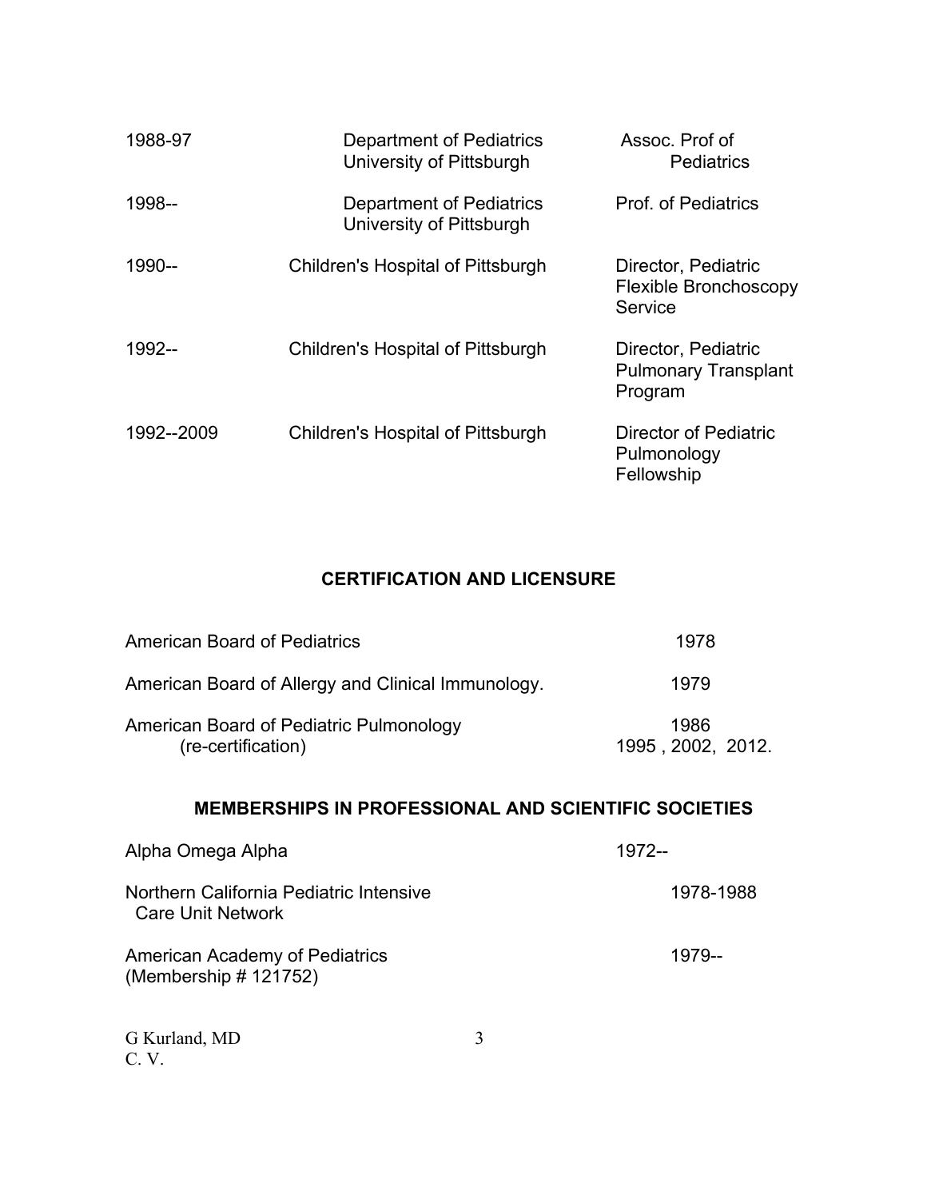| | | |
|---|---|---|
| 1988-97 | Department of Pediatrics University of Pittsburgh | Assoc. Prof of Pediatrics |
| 1998-- | Department of Pediatrics University of Pittsburgh | Prof. of Pediatrics |
| 1990-- | Children's Hospital of Pittsburgh | Director, Pediatric Flexible Bronchoscopy Service |
| 1992-- | Children's Hospital of Pittsburgh | Director, Pediatric Pulmonary Transplant Program |
| 1992--2009 | Children's Hospital of Pittsburgh | Director of Pediatric Pulmonology Fellowship |

## CERTIFICATION AND LICENSURE

| | |
|---|---|
| American Board of Pediatrics | 1978 |
| American Board of Allergy and Clinical Immunology. | 1979 |
| American Board of Pediatric Pulmonology (re-certification) | 1986 1995 , 2002, 2012. |

## MEMBERSHIPS IN PROFESSIONAL AND SCIENTIFIC SOCIETIES

| | |
|---|---|
| Alpha Omega Alpha | 1972-- |
| Northern California Pediatric Intensive Care Unit Network | 1978-1988 |
| American Academy of Pediatrics (Membership # 121752) | 1979-- |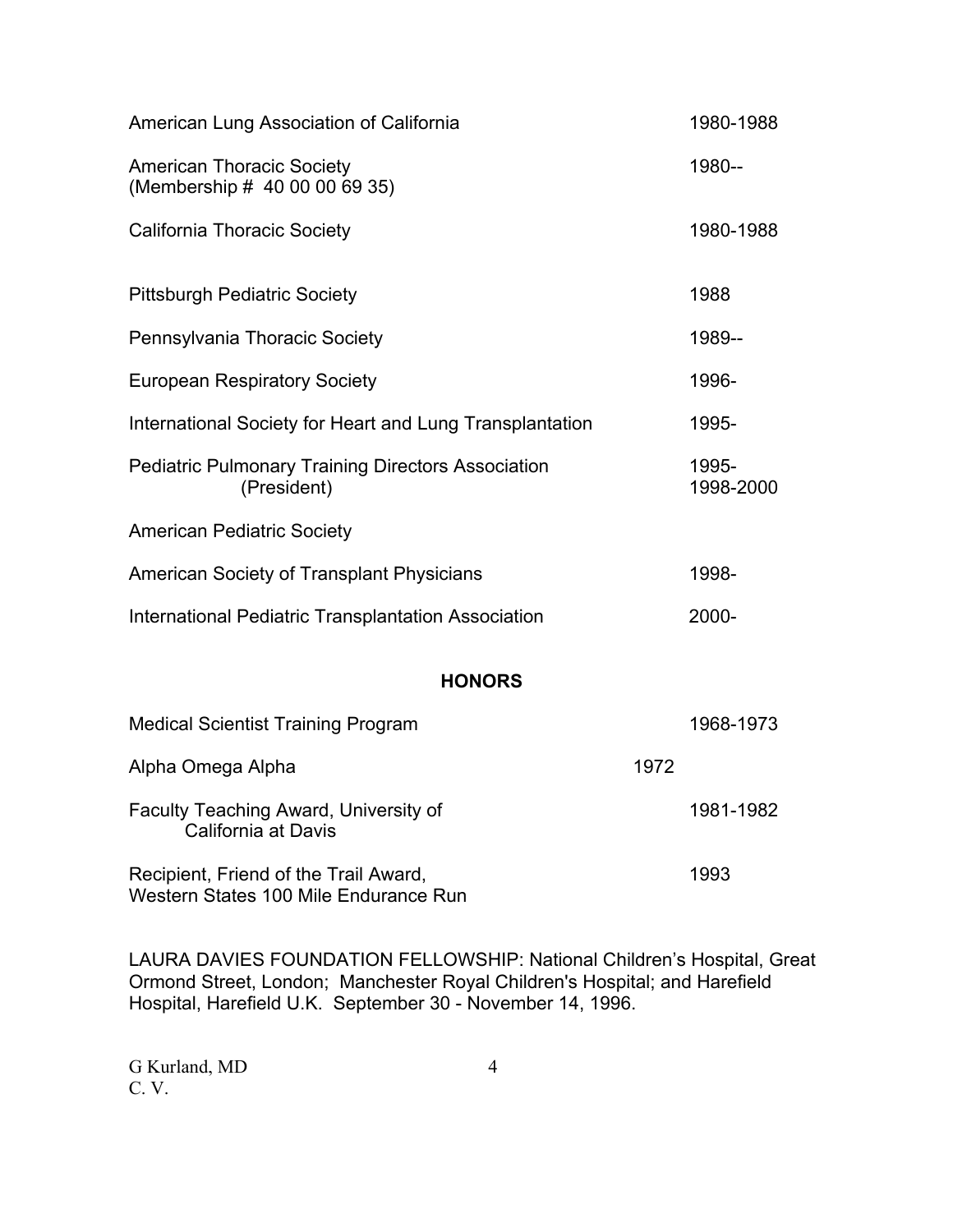| | |
|---|---|
| American Lung Association of California | 1980-1988 |
| American Thoracic Society (Membership # 40 00 00 69 35) | 1980-- |
| California Thoracic Society | 1980-1988 |
| Pittsburgh Pediatric Society | 1988 |
| Pennsylvania Thoracic Society | 1989-- |
| European Respiratory Society | 1996- |
| International Society for Heart and Lung Transplantation | 1995- |
| Pediatric Pulmonary Training Directors Association (President) | 1995- 1998-2000 |
| American Pediatric Society | |
| American Society of Transplant Physicians | 1998- |
| International Pediatric Transplantation Association | 2000- |

## HONORS

| | |
|---|---|
| Medical Scientist Training Program | 1968-1973 |
| Alpha Omega Alpha | 1972 |
| Faculty Teaching Award, University of California at Davis | 1981-1982 |
| Recipient, Friend of the Trail Award, Western States 100 Mile Endurance Run | 1993 |

LAURA DAVIES FOUNDATION FELLOWSHIP: National Children's Hospital, Great Ormond Street, London; Manchester Royal Children's Hospital; and Harefield Hospital, Harefield U.K. September 30 - November 14, 1996.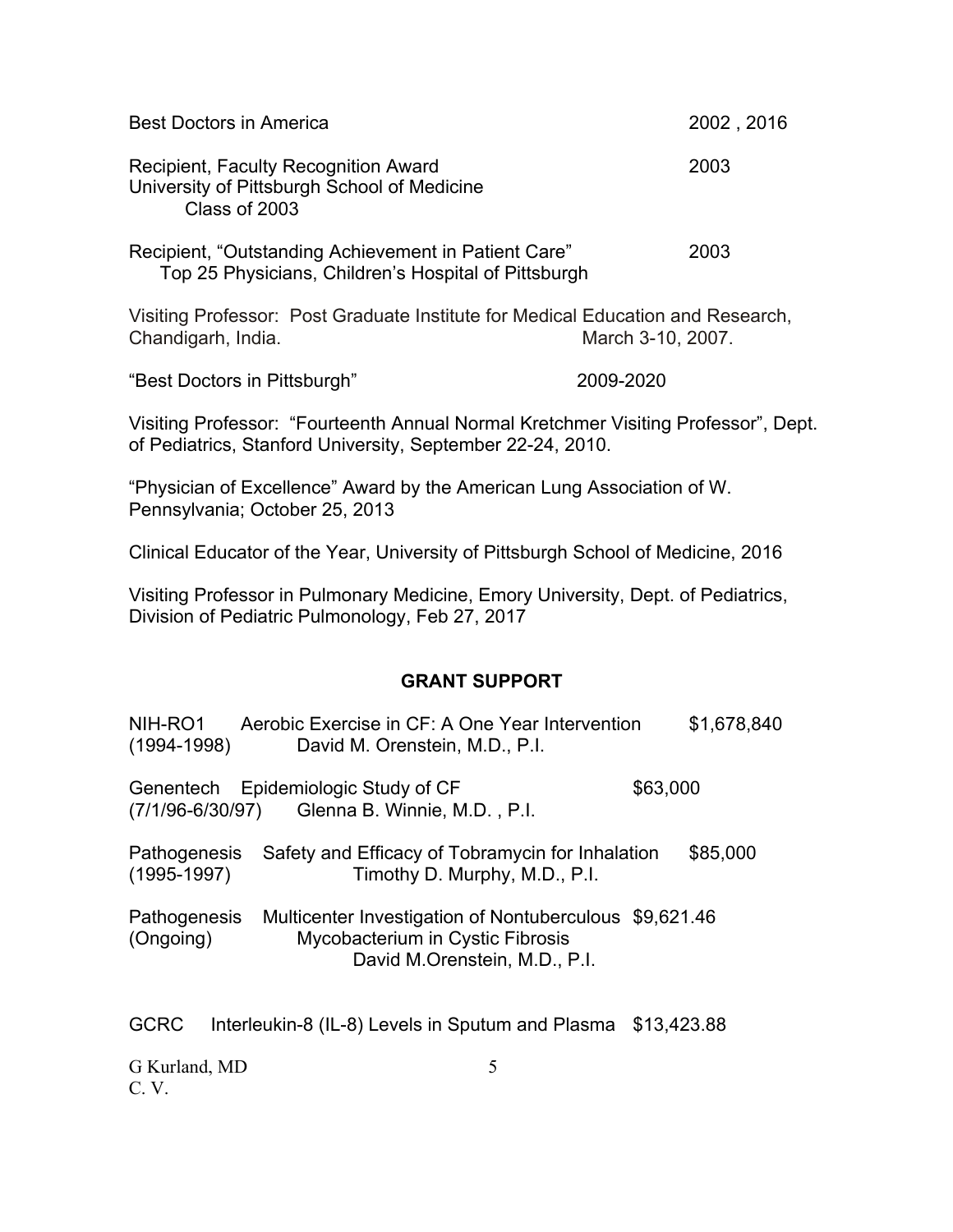Best Doctors in America 2002 , 2016

Recipient, Faculty Recognition Award 2003
University of Pittsburgh School of Medicine
Class of 2003

Recipient, “Outstanding Achievement in Patient Care” 2003
Top 25 Physicians, Children’s Hospital of Pittsburgh

Visiting Professor: Post Graduate Institute for Medical Education and Research, Chandigarh, India. March 3-10, 2007.

“Best Doctors in Pittsburgh” 2009-2020

Visiting Professor: “Fourteenth Annual Normal Kretchmer Visiting Professor”, Dept. of Pediatrics, Stanford University, September 22-24, 2010.

“Physician of Excellence” Award by the American Lung Association of W. Pennsylvania; October 25, 2013

Clinical Educator of the Year, University of Pittsburgh School of Medicine, 2016

Visiting Professor in Pulmonary Medicine, Emory University, Dept. of Pediatrics, Division of Pediatric Pulmonology, Feb 27, 2017

## GRANT SUPPORT

NIH-RO1 Aerobic Exercise in CF: A One Year Intervention $1,678,840
(1994-1998) David M. Orenstein, M.D., P.I.

Genentech Epidemiologic Study of CF $63,000
(7/1/96-6/30/97) Glenna B. Winnie, M.D. , P.I.

Pathogenesis Safety and Efficacy of Tobramycin for Inhalation $85,000
(1995-1997) Timothy D. Murphy, M.D., P.I.

Pathogenesis Multicenter Investigation of Nontuberculous $9,621.46
(Ongoing) Mycobacterium in Cystic Fibrosis
David M.Orenstein, M.D., P.I.

GCRC Interleukin-8 (IL-8) Levels in Sputum and Plasma $13,423.88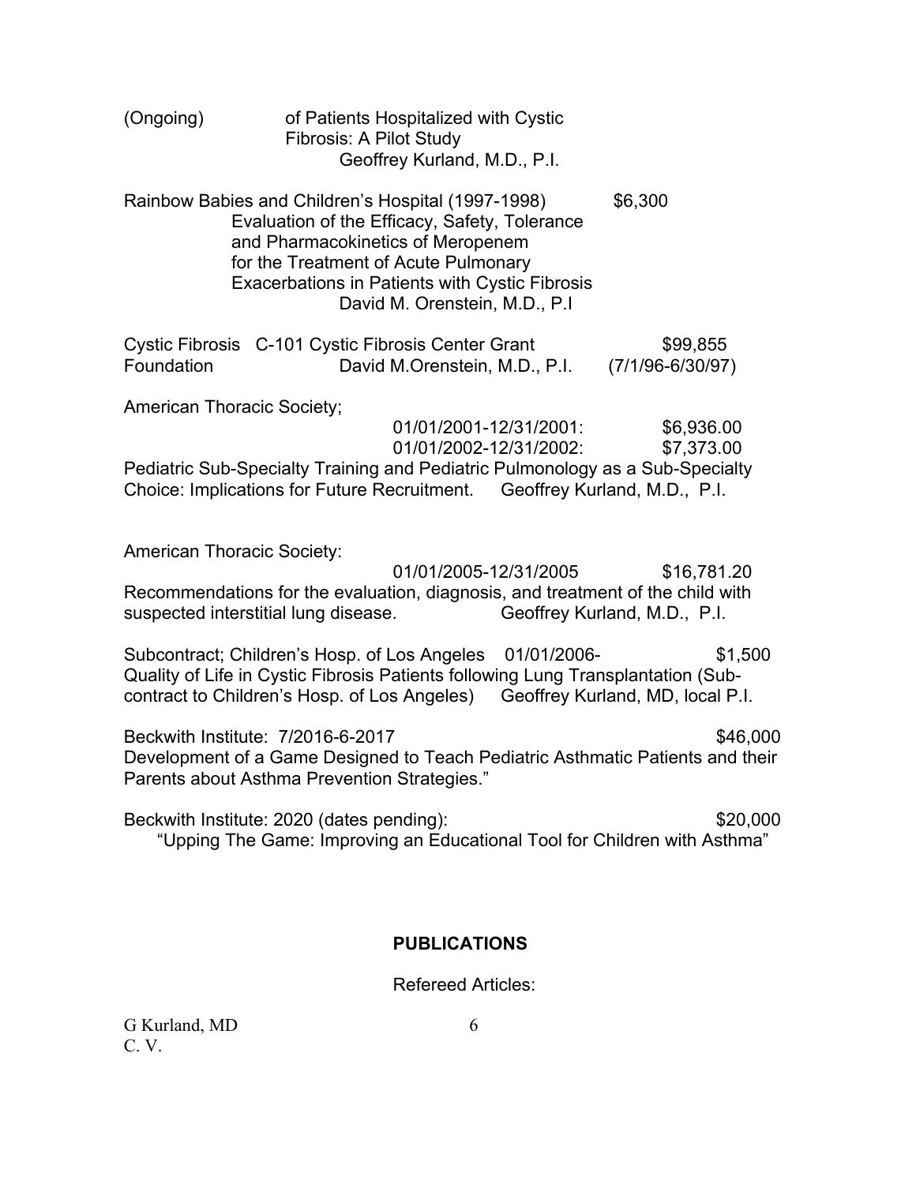(Ongoing) of Patients Hospitalized with Cystic Fibrosis: A Pilot Study
Geoffrey Kurland, M.D., P.I.

Rainbow Babies and Children's Hospital (1997-1998) $6,300
Evaluation of the Efficacy, Safety, Tolerance and Pharmacokinetics of Meropenem for the Treatment of Acute Pulmonary Exacerbations in Patients with Cystic Fibrosis
David M. Orenstein, M.D., P.I

Cystic Fibrosis Foundation C-101 Cystic Fibrosis Center Grant $99,855
David M.Orenstein, M.D., P.I. (7/1/96-6/30/97)

American Thoracic Society;
01/01/2001-12/31/2001: $6,936.00
01/01/2002-12/31/2002: $7,373.00
Pediatric Sub-Specialty Training and Pediatric Pulmonology as a Sub-Specialty Choice: Implications for Future Recruitment. Geoffrey Kurland, M.D., P.I.

American Thoracic Society:
01/01/2005-12/31/2005 $16,781.20
Recommendations for the evaluation, diagnosis, and treatment of the child with suspected interstitial lung disease. Geoffrey Kurland, M.D., P.I.

Subcontract; Children's Hosp. of Los Angeles 01/01/2006- $1,500
Quality of Life in Cystic Fibrosis Patients following Lung Transplantation (Sub-contract to Children's Hosp. of Los Angeles) Geoffrey Kurland, MD, local P.I.

Beckwith Institute: 7/2016-6-2017 $46,000
Development of a Game Designed to Teach Pediatric Asthmatic Patients and their Parents about Asthma Prevention Strategies."

Beckwith Institute: 2020 (dates pending): $20,000
"Upping The Game: Improving an Educational Tool for Children with Asthma"

## PUBLICATIONS

Refereed Articles: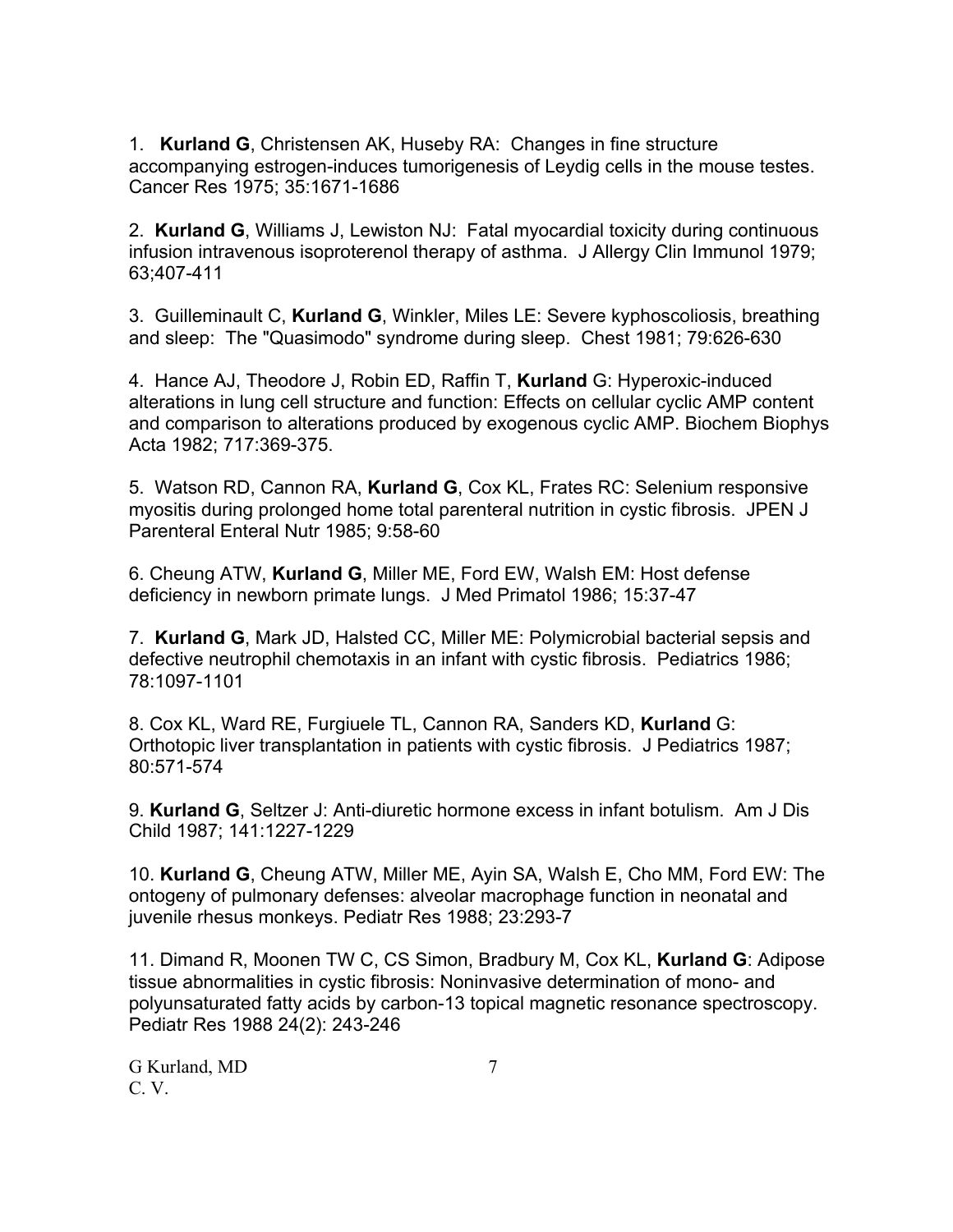1. **Kurland G**, Christensen AK, Huseby RA: Changes in fine structure accompanying estrogen-induces tumorigenesis of Leydig cells in the mouse testes. Cancer Res 1975; 35:1671-1686

2. **Kurland G**, Williams J, Lewiston NJ: Fatal myocardial toxicity during continuous infusion intravenous isoproterenol therapy of asthma. J Allergy Clin Immunol 1979; 63;407-411

3. Guilleminault C, **Kurland G**, Winkler, Miles LE: Severe kyphoscoliosis, breathing and sleep: The "Quasimodo" syndrome during sleep. Chest 1981; 79:626-630

4. Hance AJ, Theodore J, Robin ED, Raffin T, **Kurland** G: Hyperoxic-induced alterations in lung cell structure and function: Effects on cellular cyclic AMP content and comparison to alterations produced by exogenous cyclic AMP. Biochem Biophys Acta 1982; 717:369-375.

5. Watson RD, Cannon RA, **Kurland G**, Cox KL, Frates RC: Selenium responsive myositis during prolonged home total parenteral nutrition in cystic fibrosis. JPEN J Parenteral Enteral Nutr 1985; 9:58-60

6. Cheung ATW, **Kurland G**, Miller ME, Ford EW, Walsh EM: Host defense deficiency in newborn primate lungs. J Med Primatol 1986; 15:37-47

7. **Kurland G**, Mark JD, Halsted CC, Miller ME: Polymicrobial bacterial sepsis and defective neutrophil chemotaxis in an infant with cystic fibrosis. Pediatrics 1986; 78:1097-1101

8. Cox KL, Ward RE, Furgiuele TL, Cannon RA, Sanders KD, **Kurland** G: Orthotopic liver transplantation in patients with cystic fibrosis. J Pediatrics 1987; 80:571-574

9. **Kurland G**, Seltzer J: Anti-diuretic hormone excess in infant botulism. Am J Dis Child 1987; 141:1227-1229

10. **Kurland G**, Cheung ATW, Miller ME, Ayin SA, Walsh E, Cho MM, Ford EW: The ontogeny of pulmonary defenses: alveolar macrophage function in neonatal and juvenile rhesus monkeys. Pediatr Res 1988; 23:293-7

11. Dimand R, Moonen TW C, CS Simon, Bradbury M, Cox KL, **Kurland G**: Adipose tissue abnormalities in cystic fibrosis: Noninvasive determination of mono- and polyunsaturated fatty acids by carbon-13 topical magnetic resonance spectroscopy. Pediatr Res 1988 24(2): 243-246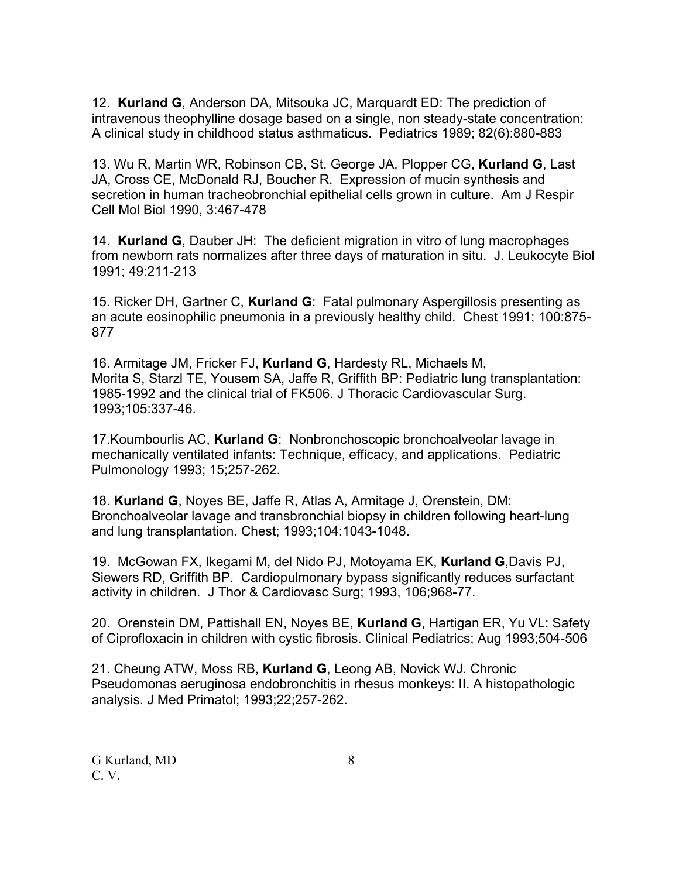12. **Kurland G**, Anderson DA, Mitsouka JC, Marquardt ED: The prediction of intravenous theophylline dosage based on a single, non steady-state concentration: A clinical study in childhood status asthmaticus. Pediatrics 1989; 82(6):880-883

13. Wu R, Martin WR, Robinson CB, St. George JA, Plopper CG, **Kurland G**, Last JA, Cross CE, McDonald RJ, Boucher R. Expression of mucin synthesis and secretion in human tracheobronchial epithelial cells grown in culture. Am J Respir Cell Mol Biol 1990, 3:467-478

14. **Kurland G**, Dauber JH: The deficient migration in vitro of lung macrophages from newborn rats normalizes after three days of maturation in situ. J. Leukocyte Biol 1991; 49:211-213

15. Ricker DH, Gartner C, **Kurland G**: Fatal pulmonary Aspergillosis presenting as an acute eosinophilic pneumonia in a previously healthy child. Chest 1991; 100:875-877

16. Armitage JM, Fricker FJ, **Kurland G**, Hardesty RL, Michaels M, Morita S, Starzl TE, Yousem SA, Jaffe R, Griffith BP: Pediatric lung transplantation: 1985-1992 and the clinical trial of FK506. J Thoracic Cardiovascular Surg. 1993;105:337-46.

17.Koumbourlis AC, **Kurland G**: Nonbronchoscopic bronchoalveolar lavage in mechanically ventilated infants: Technique, efficacy, and applications. Pediatric Pulmonology 1993; 15;257-262.

18. **Kurland G**, Noyes BE, Jaffe R, Atlas A, Armitage J, Orenstein, DM: Bronchoalveolar lavage and transbronchial biopsy in children following heart-lung and lung transplantation. Chest; 1993;104:1043-1048.

19. McGowan FX, Ikegami M, del Nido PJ, Motoyama EK, **Kurland G**,Davis PJ, Siewers RD, Griffith BP. Cardiopulmonary bypass significantly reduces surfactant activity in children. J Thor & Cardiovasc Surg; 1993, 106;968-77.

20. Orenstein DM, Pattishall EN, Noyes BE, **Kurland G**, Hartigan ER, Yu VL: Safety of Ciprofloxacin in children with cystic fibrosis. Clinical Pediatrics; Aug 1993;504-506

21. Cheung ATW, Moss RB, **Kurland G**, Leong AB, Novick WJ. Chronic Pseudomonas aeruginosa endobronchitis in rhesus monkeys: II. A histopathologic analysis. J Med Primatol; 1993;22;257-262.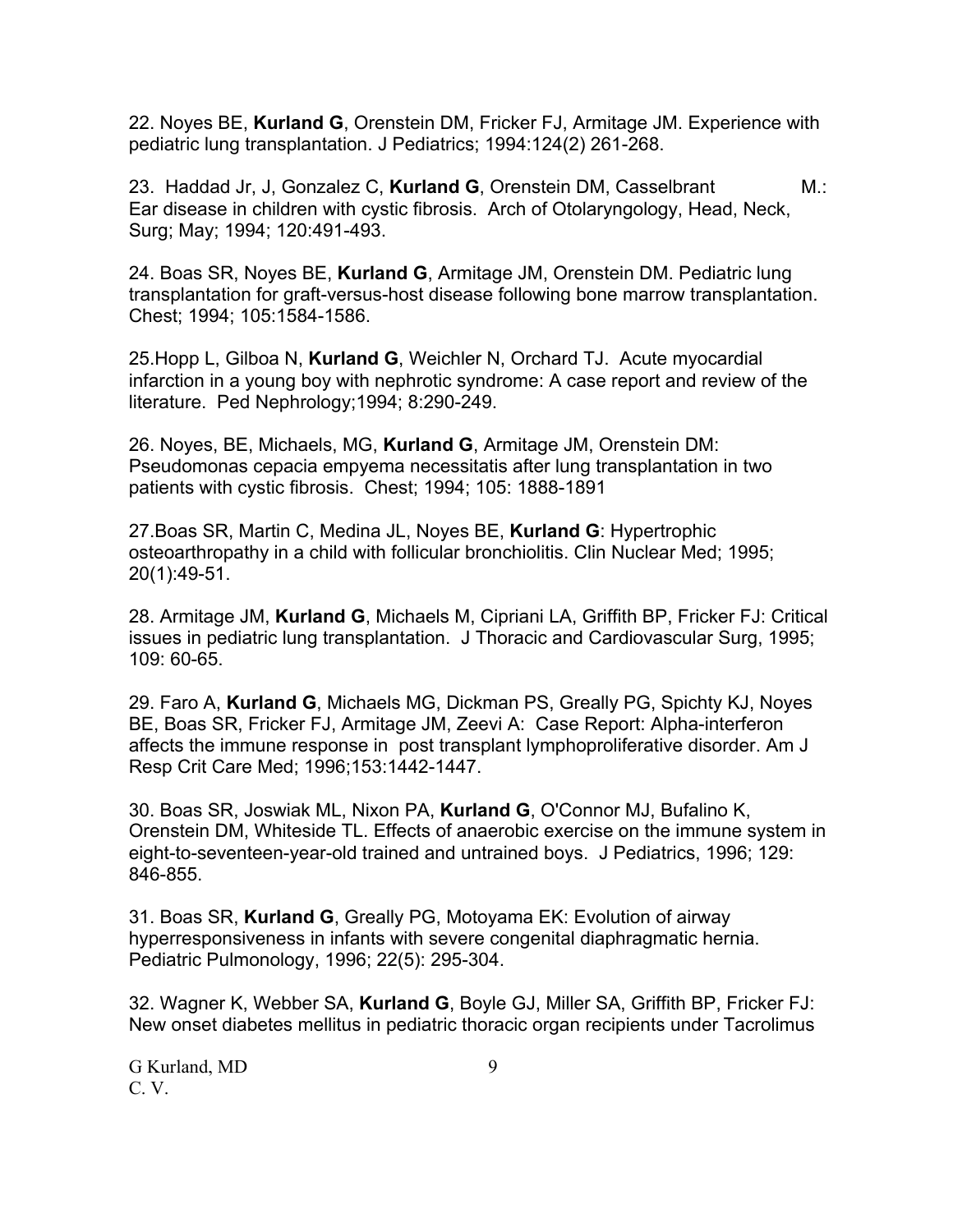22. Noyes BE, **Kurland G**, Orenstein DM, Fricker FJ, Armitage JM. Experience with pediatric lung transplantation. J Pediatrics; 1994:124(2) 261-268.

23. Haddad Jr, J, Gonzalez C, **Kurland G**, Orenstein DM, Casselbrant M.: Ear disease in children with cystic fibrosis. Arch of Otolaryngology, Head, Neck, Surg; May; 1994; 120:491-493.

24. Boas SR, Noyes BE, **Kurland G**, Armitage JM, Orenstein DM. Pediatric lung transplantation for graft-versus-host disease following bone marrow transplantation. Chest; 1994; 105:1584-1586.

25.Hopp L, Gilboa N, **Kurland G**, Weichler N, Orchard TJ. Acute myocardial infarction in a young boy with nephrotic syndrome: A case report and review of the literature. Ped Nephrology;1994; 8:290-249.

26. Noyes, BE, Michaels, MG, **Kurland G**, Armitage JM, Orenstein DM: Pseudomonas cepacia empyema necessitatis after lung transplantation in two patients with cystic fibrosis. Chest; 1994; 105: 1888-1891

27.Boas SR, Martin C, Medina JL, Noyes BE, **Kurland G**: Hypertrophic osteoarthropathy in a child with follicular bronchiolitis. Clin Nuclear Med; 1995; 20(1):49-51.

28. Armitage JM, **Kurland G**, Michaels M, Cipriani LA, Griffith BP, Fricker FJ: Critical issues in pediatric lung transplantation. J Thoracic and Cardiovascular Surg, 1995; 109: 60-65.

29. Faro A, **Kurland G**, Michaels MG, Dickman PS, Greally PG, Spichty KJ, Noyes BE, Boas SR, Fricker FJ, Armitage JM, Zeevi A: Case Report: Alpha-interferon affects the immune response in post transplant lymphoproliferative disorder. Am J Resp Crit Care Med; 1996;153:1442-1447.

30. Boas SR, Joswiak ML, Nixon PA, **Kurland G**, O'Connor MJ, Bufalino K, Orenstein DM, Whiteside TL. Effects of anaerobic exercise on the immune system in eight-to-seventeen-year-old trained and untrained boys. J Pediatrics, 1996; 129: 846-855.

31. Boas SR, **Kurland G**, Greally PG, Motoyama EK: Evolution of airway hyperresponsiveness in infants with severe congenital diaphragmatic hernia. Pediatric Pulmonology, 1996; 22(5): 295-304.

32. Wagner K, Webber SA, **Kurland G**, Boyle GJ, Miller SA, Griffith BP, Fricker FJ: New onset diabetes mellitus in pediatric thoracic organ recipients under Tacrolimus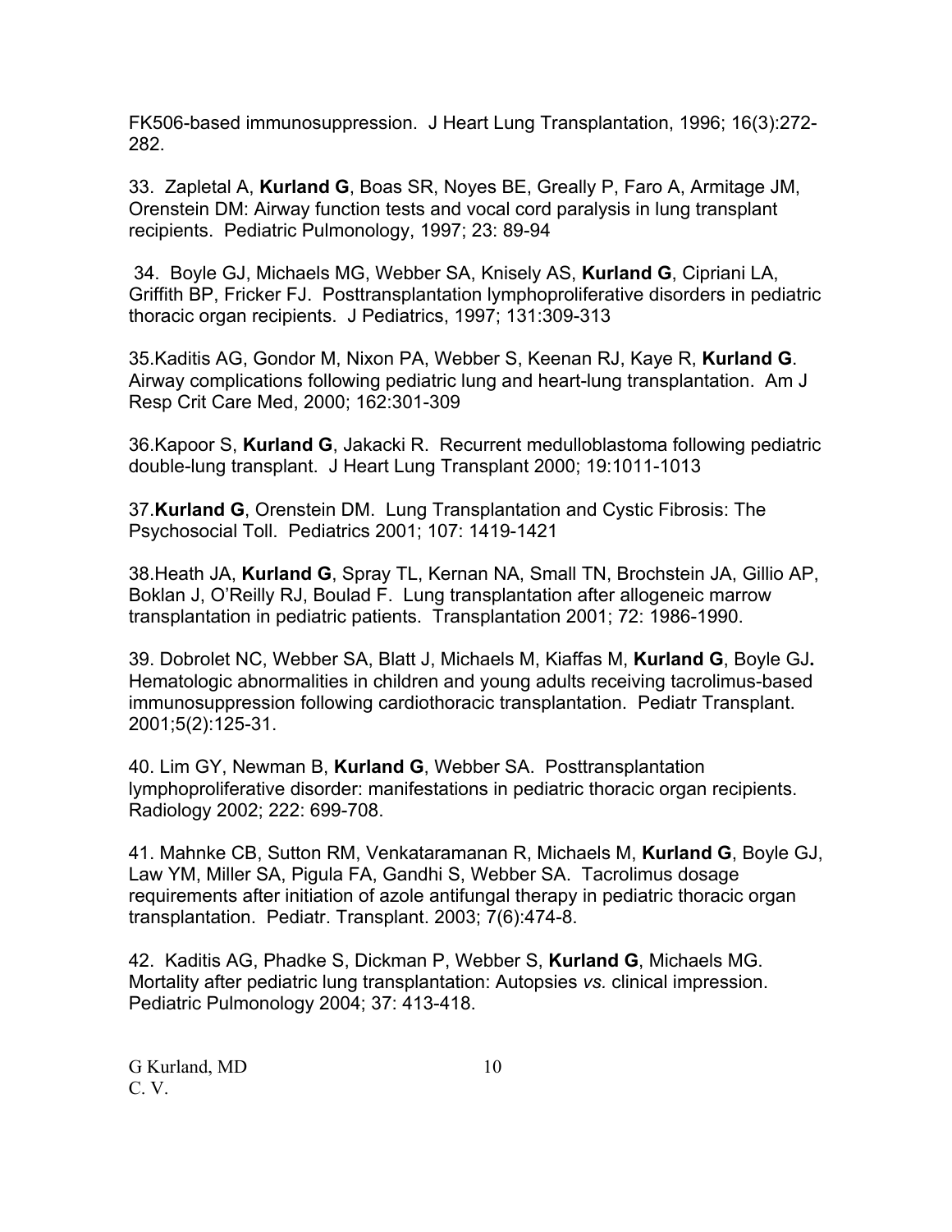FK506-based immunosuppression. J Heart Lung Transplantation, 1996; 16(3):272-282.

33. Zapletal A, **Kurland G**, Boas SR, Noyes BE, Greally P, Faro A, Armitage JM, Orenstein DM: Airway function tests and vocal cord paralysis in lung transplant recipients. Pediatric Pulmonology, 1997; 23: 89-94

34. Boyle GJ, Michaels MG, Webber SA, Knisely AS, **Kurland G**, Cipriani LA, Griffith BP, Fricker FJ. Posttransplantation lymphoproliferative disorders in pediatric thoracic organ recipients. J Pediatrics, 1997; 131:309-313

35.Kaditis AG, Gondor M, Nixon PA, Webber S, Keenan RJ, Kaye R, **Kurland G**. Airway complications following pediatric lung and heart-lung transplantation. Am J Resp Crit Care Med, 2000; 162:301-309

36.Kapoor S, **Kurland G**, Jakacki R. Recurrent medulloblastoma following pediatric double-lung transplant. J Heart Lung Transplant 2000; 19:1011-1013

37.**Kurland G**, Orenstein DM. Lung Transplantation and Cystic Fibrosis: The Psychosocial Toll. Pediatrics 2001; 107: 1419-1421

38.Heath JA, **Kurland G**, Spray TL, Kernan NA, Small TN, Brochstein JA, Gillio AP, Boklan J, O'Reilly RJ, Boulad F. Lung transplantation after allogeneic marrow transplantation in pediatric patients. Transplantation 2001; 72: 1986-1990.

39. Dobrolet NC, Webber SA, Blatt J, Michaels M, Kiaffas M, **Kurland G**, Boyle GJ**.** Hematologic abnormalities in children and young adults receiving tacrolimus-based immunosuppression following cardiothoracic transplantation. Pediatr Transplant. 2001;5(2):125-31.

40. Lim GY, Newman B, **Kurland G**, Webber SA. Posttransplantation lymphoproliferative disorder: manifestations in pediatric thoracic organ recipients. Radiology 2002; 222: 699-708.

41. Mahnke CB, Sutton RM, Venkataramanan R, Michaels M, **Kurland G**, Boyle GJ, Law YM, Miller SA, Pigula FA, Gandhi S, Webber SA. Tacrolimus dosage requirements after initiation of azole antifungal therapy in pediatric thoracic organ transplantation. Pediatr. Transplant. 2003; 7(6):474-8.

42. Kaditis AG, Phadke S, Dickman P, Webber S, **Kurland G**, Michaels MG. Mortality after pediatric lung transplantation: Autopsies *vs.* clinical impression. Pediatric Pulmonology 2004; 37: 413-418.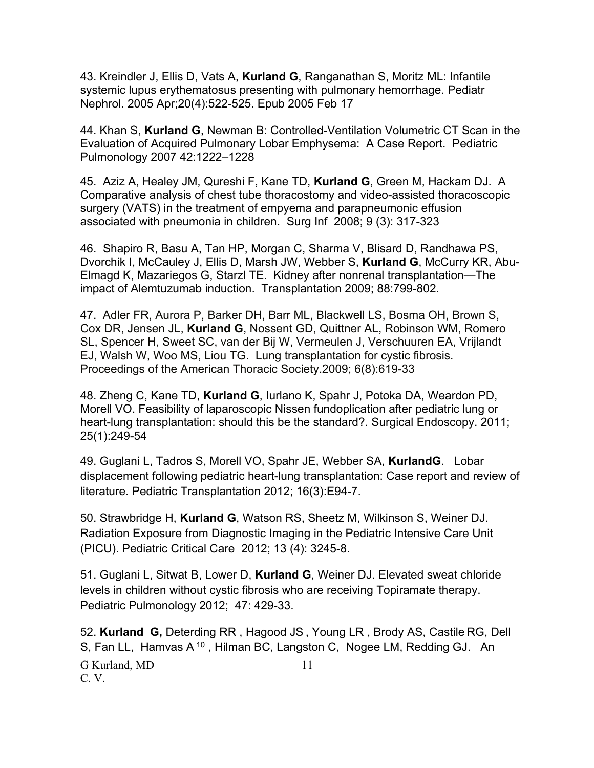43. Kreindler J, Ellis D, Vats A, **Kurland G**, Ranganathan S, Moritz ML: Infantile systemic lupus erythematosus presenting with pulmonary hemorrhage. Pediatr Nephrol. 2005 Apr;20(4):522-525. Epub 2005 Feb 17

44. Khan S, **Kurland G**, Newman B: Controlled-Ventilation Volumetric CT Scan in the Evaluation of Acquired Pulmonary Lobar Emphysema: A Case Report. Pediatric Pulmonology 2007 42:1222–1228

45. Aziz A, Healey JM, Qureshi F, Kane TD, **Kurland G**, Green M, Hackam DJ. A Comparative analysis of chest tube thoracostomy and video-assisted thoracoscopic surgery (VATS) in the treatment of empyema and parapneumonic effusion associated with pneumonia in children. Surg Inf 2008; 9 (3): 317-323

46. Shapiro R, Basu A, Tan HP, Morgan C, Sharma V, Blisard D, Randhawa PS, Dvorchik I, McCauley J, Ellis D, Marsh JW, Webber S, **Kurland G**, McCurry KR, Abu-Elmagd K, Mazariegos G, Starzl TE. Kidney after nonrenal transplantation—The impact of Alemtuzumab induction. Transplantation 2009; 88:799-802.

47. Adler FR, Aurora P, Barker DH, Barr ML, Blackwell LS, Bosma OH, Brown S, Cox DR, Jensen JL, **Kurland G**, Nossent GD, Quittner AL, Robinson WM, Romero SL, Spencer H, Sweet SC, van der Bij W, Vermeulen J, Verschuuren EA, Vrijlandt EJ, Walsh W, Woo MS, Liou TG. Lung transplantation for cystic fibrosis. Proceedings of the American Thoracic Society.2009; 6(8):619-33

48. Zheng C, Kane TD, **Kurland G**, Iurlano K, Spahr J, Potoka DA, Weardon PD, Morell VO. Feasibility of laparoscopic Nissen fundoplication after pediatric lung or heart-lung transplantation: should this be the standard?. Surgical Endoscopy. 2011; 25(1):249-54

49. Guglani L, Tadros S, Morell VO, Spahr JE, Webber SA, **KurlandG**. Lobar displacement following pediatric heart-lung transplantation: Case report and review of literature. Pediatric Transplantation 2012; 16(3):E94-7.

50. Strawbridge H, **Kurland G**, Watson RS, Sheetz M, Wilkinson S, Weiner DJ. Radiation Exposure from Diagnostic Imaging in the Pediatric Intensive Care Unit (PICU). Pediatric Critical Care 2012; 13 (4): 3245-8.

51. Guglani L, Sitwat B, Lower D, **Kurland G**, Weiner DJ. Elevated sweat chloride levels in children without cystic fibrosis who are receiving Topiramate therapy. Pediatric Pulmonology 2012; 47: 429-33.

52. **Kurland G,** Deterding RR , Hagood JS , Young LR , Brody AS, Castile RG, Dell S, Fan LL, Hamvas A [10] , Hilman BC, Langston C, Nogee LM, Redding GJ. An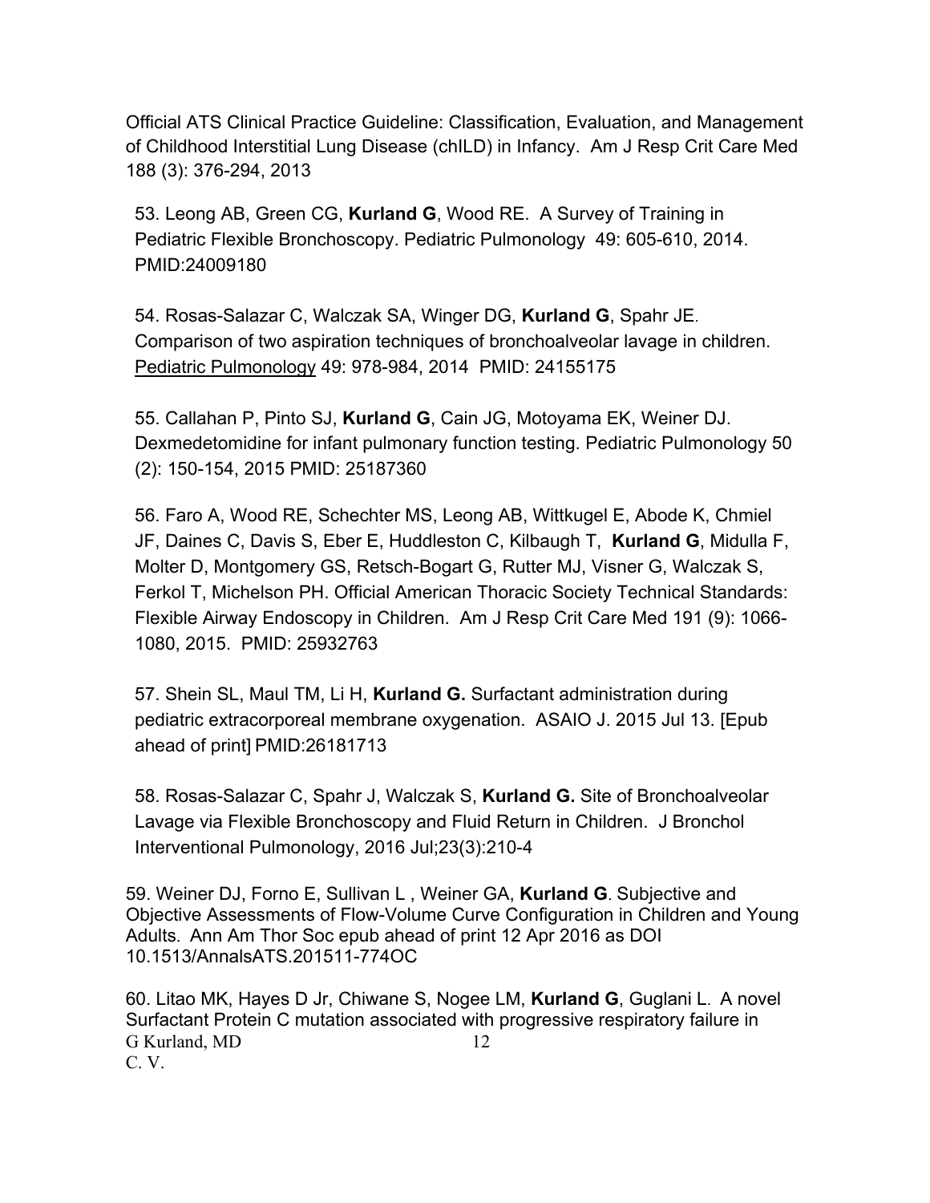Official ATS Clinical Practice Guideline: Classification, Evaluation, and Management of Childhood Interstitial Lung Disease (chILD) in Infancy. Am J Resp Crit Care Med 188 (3): 376-294, 2013

53. Leong AB, Green CG, **Kurland G**, Wood RE. A Survey of Training in Pediatric Flexible Bronchoscopy. Pediatric Pulmonology 49: 605-610, 2014. PMID:24009180

54. Rosas-Salazar C, Walczak SA, Winger DG, **Kurland G**, Spahr JE. Comparison of two aspiration techniques of bronchoalveolar lavage in children. Pediatric Pulmonology 49: 978-984, 2014 PMID: 24155175

55. Callahan P, Pinto SJ, **Kurland G**, Cain JG, Motoyama EK, Weiner DJ. Dexmedetomidine for infant pulmonary function testing. Pediatric Pulmonology 50 (2): 150-154, 2015 PMID: 25187360

56. Faro A, Wood RE, Schechter MS, Leong AB, Wittkugel E, Abode K, Chmiel JF, Daines C, Davis S, Eber E, Huddleston C, Kilbaugh T, **Kurland G**, Midulla F, Molter D, Montgomery GS, Retsch-Bogart G, Rutter MJ, Visner G, Walczak S, Ferkol T, Michelson PH. Official American Thoracic Society Technical Standards: Flexible Airway Endoscopy in Children. Am J Resp Crit Care Med 191 (9): 1066-1080, 2015. PMID: 25932763

57. Shein SL, Maul TM, Li H, **Kurland G.** Surfactant administration during pediatric extracorporeal membrane oxygenation. ASAIO J. 2015 Jul 13. [Epub ahead of print] PMID:26181713

58. Rosas-Salazar C, Spahr J, Walczak S, **Kurland G.** Site of Bronchoalveolar Lavage via Flexible Bronchoscopy and Fluid Return in Children. J Bronchol Interventional Pulmonology, 2016 Jul;23(3):210-4

59. Weiner DJ, Forno E, Sullivan L , Weiner GA, **Kurland G**. Subjective and Objective Assessments of Flow-Volume Curve Configuration in Children and Young Adults. Ann Am Thor Soc epub ahead of print 12 Apr 2016 as DOI 10.1513/AnnalsATS.201511-774OC

60. Litao MK, Hayes D Jr, Chiwane S, Nogee LM, **Kurland G**, Guglani L. A novel Surfactant Protein C mutation associated with progressive respiratory failure in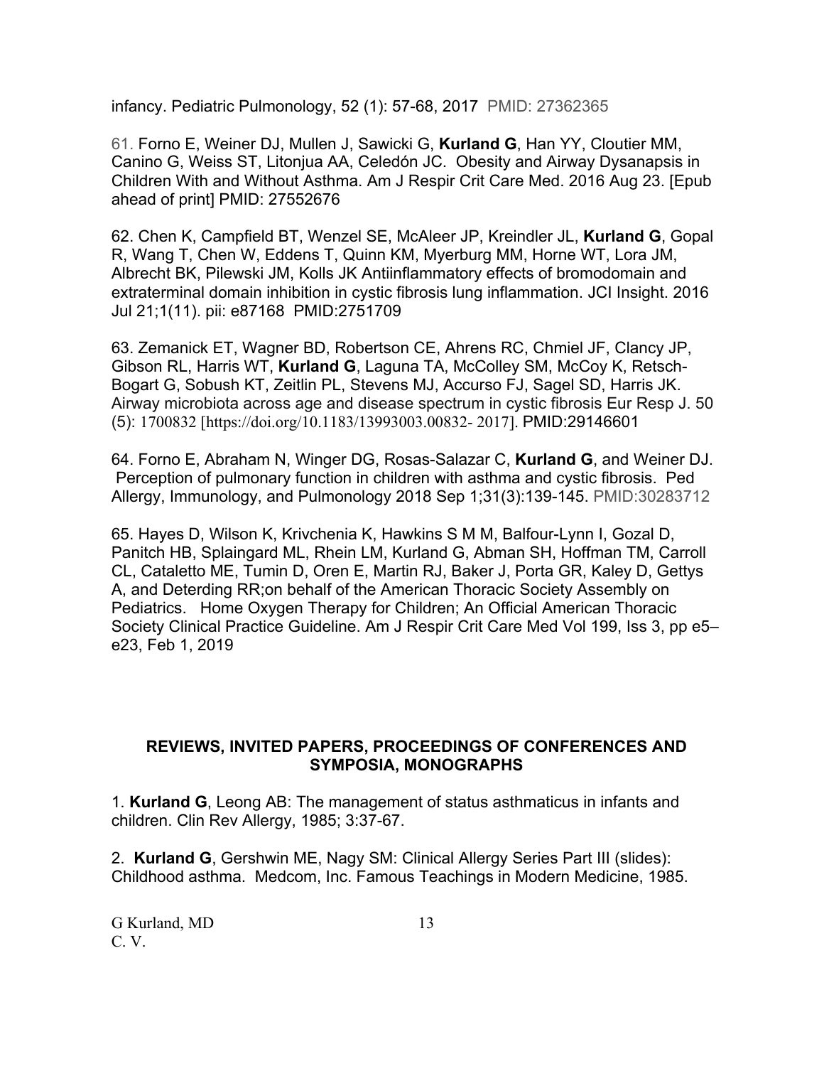infancy. Pediatric Pulmonology, 52 (1): 57-68, 2017 PMID: 27362365

61. Forno E, Weiner DJ, Mullen J, Sawicki G, **Kurland G**, Han YY, Cloutier MM, Canino G, Weiss ST, Litonjua AA, Celedón JC. Obesity and Airway Dysanapsis in Children With and Without Asthma. Am J Respir Crit Care Med. 2016 Aug 23. [Epub ahead of print] PMID: 27552676

62. Chen K, Campfield BT, Wenzel SE, McAleer JP, Kreindler JL, **Kurland G**, Gopal R, Wang T, Chen W, Eddens T, Quinn KM, Myerburg MM, Horne WT, Lora JM, Albrecht BK, Pilewski JM, Kolls JK Antiinflammatory effects of bromodomain and extraterminal domain inhibition in cystic fibrosis lung inflammation. JCI Insight. 2016 Jul 21;1(11). pii: e87168 PMID:2751709

63. Zemanick ET, Wagner BD, Robertson CE, Ahrens RC, Chmiel JF, Clancy JP, Gibson RL, Harris WT, **Kurland G**, Laguna TA, McColley SM, McCoy K, Retsch-Bogart G, Sobush KT, Zeitlin PL, Stevens MJ, Accurso FJ, Sagel SD, Harris JK. Airway microbiota across age and disease spectrum in cystic fibrosis Eur Resp J. 50 (5): 1700832 [https://doi.org/10.1183/13993003.00832- 2017]. PMID:29146601

64. Forno E, Abraham N, Winger DG, Rosas-Salazar C, **Kurland G**, and Weiner DJ. Perception of pulmonary function in children with asthma and cystic fibrosis. Ped Allergy, Immunology, and Pulmonology 2018 Sep 1;31(3):139-145. PMID:30283712

65. Hayes D, Wilson K, Krivchenia K, Hawkins S M M, Balfour-Lynn I, Gozal D, Panitch HB, Splaingard ML, Rhein LM, Kurland G, Abman SH, Hoffman TM, Carroll CL, Cataletto ME, Tumin D, Oren E, Martin RJ, Baker J, Porta GR, Kaley D, Gettys A, and Deterding RR;on behalf of the American Thoracic Society Assembly on Pediatrics. Home Oxygen Therapy for Children; An Official American Thoracic Society Clinical Practice Guideline. Am J Respir Crit Care Med Vol 199, Iss 3, pp e5–e23, Feb 1, 2019

## REVIEWS, INVITED PAPERS, PROCEEDINGS OF CONFERENCES AND SYMPOSIA, MONOGRAPHS

1. **Kurland G**, Leong AB: The management of status asthmaticus in infants and children. Clin Rev Allergy, 1985; 3:37-67.

2. **Kurland G**, Gershwin ME, Nagy SM: Clinical Allergy Series Part III (slides): Childhood asthma. Medcom, Inc. Famous Teachings in Modern Medicine, 1985.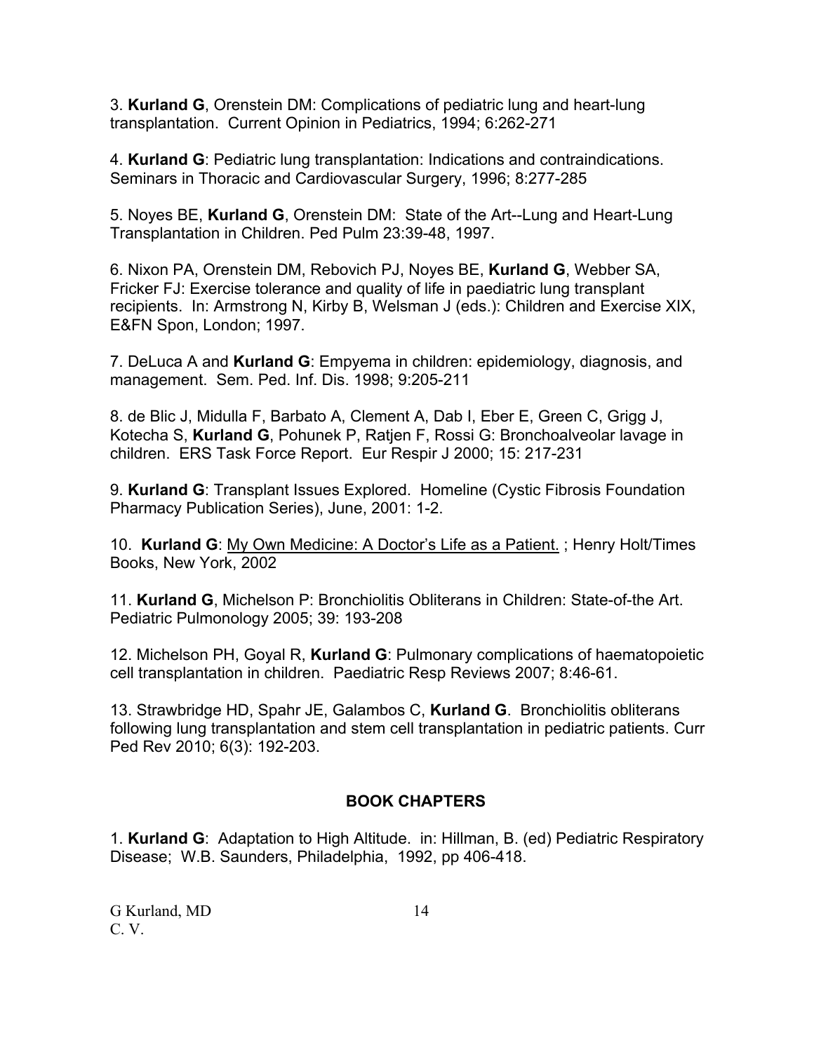3. **Kurland G**, Orenstein DM: Complications of pediatric lung and heart-lung transplantation. Current Opinion in Pediatrics, 1994; 6:262-271

4. **Kurland G**: Pediatric lung transplantation: Indications and contraindications. Seminars in Thoracic and Cardiovascular Surgery, 1996; 8:277-285

5. Noyes BE, **Kurland G**, Orenstein DM: State of the Art--Lung and Heart-Lung Transplantation in Children. Ped Pulm 23:39-48, 1997.

6. Nixon PA, Orenstein DM, Rebovich PJ, Noyes BE, **Kurland G**, Webber SA, Fricker FJ: Exercise tolerance and quality of life in paediatric lung transplant recipients. In: Armstrong N, Kirby B, Welsman J (eds.): Children and Exercise XIX, E&FN Spon, London; 1997.

7. DeLuca A and **Kurland G**: Empyema in children: epidemiology, diagnosis, and management. Sem. Ped. Inf. Dis. 1998; 9:205-211

8. de Blic J, Midulla F, Barbato A, Clement A, Dab I, Eber E, Green C, Grigg J, Kotecha S, **Kurland G**, Pohunek P, Ratjen F, Rossi G: Bronchoalveolar lavage in children. ERS Task Force Report. Eur Respir J 2000; 15: 217-231

9. **Kurland G**: Transplant Issues Explored. Homeline (Cystic Fibrosis Foundation Pharmacy Publication Series), June, 2001: 1-2.

10. **Kurland G**: <u>My Own Medicine: A Doctor's Life as a Patient.</u> ; Henry Holt/Times Books, New York, 2002

11. **Kurland G**, Michelson P: Bronchiolitis Obliterans in Children: State-of-the Art. Pediatric Pulmonology 2005; 39: 193-208

12. Michelson PH, Goyal R, **Kurland G**: Pulmonary complications of haematopoietic cell transplantation in children. Paediatric Resp Reviews 2007; 8:46-61.

13. Strawbridge HD, Spahr JE, Galambos C, **Kurland G**. Bronchiolitis obliterans following lung transplantation and stem cell transplantation in pediatric patients. Curr Ped Rev 2010; 6(3): 192-203.

## BOOK CHAPTERS

1. **Kurland G**: Adaptation to High Altitude. in: Hillman, B. (ed) Pediatric Respiratory Disease; W.B. Saunders, Philadelphia, 1992, pp 406-418.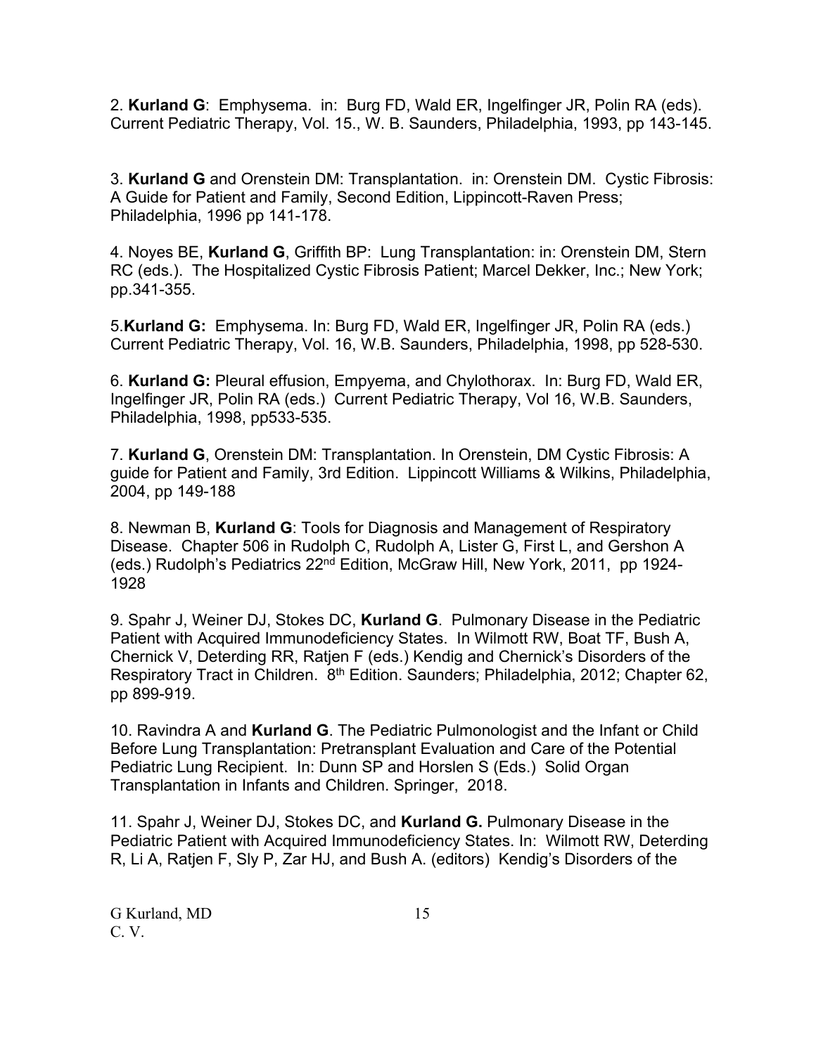2. **Kurland G**: Emphysema. in: Burg FD, Wald ER, Ingelfinger JR, Polin RA (eds). Current Pediatric Therapy, Vol. 15., W. B. Saunders, Philadelphia, 1993, pp 143-145.

3. **Kurland G** and Orenstein DM: Transplantation. in: Orenstein DM. Cystic Fibrosis: A Guide for Patient and Family, Second Edition, Lippincott-Raven Press; Philadelphia, 1996 pp 141-178.

4. Noyes BE, **Kurland G**, Griffith BP: Lung Transplantation: in: Orenstein DM, Stern RC (eds.). The Hospitalized Cystic Fibrosis Patient; Marcel Dekker, Inc.; New York; pp.341-355.

5.**Kurland G:** Emphysema. In: Burg FD, Wald ER, Ingelfinger JR, Polin RA (eds.) Current Pediatric Therapy, Vol. 16, W.B. Saunders, Philadelphia, 1998, pp 528-530.

6. **Kurland G:** Pleural effusion, Empyema, and Chylothorax. In: Burg FD, Wald ER, Ingelfinger JR, Polin RA (eds.) Current Pediatric Therapy, Vol 16, W.B. Saunders, Philadelphia, 1998, pp533-535.

7. **Kurland G**, Orenstein DM: Transplantation. In Orenstein, DM Cystic Fibrosis: A guide for Patient and Family, 3rd Edition. Lippincott Williams & Wilkins, Philadelphia, 2004, pp 149-188

8. Newman B, **Kurland G**: Tools for Diagnosis and Management of Respiratory Disease. Chapter 506 in Rudolph C, Rudolph A, Lister G, First L, and Gershon A (eds.) Rudolph's Pediatrics 22nd Edition, McGraw Hill, New York, 2011, pp 1924-1928

9. Spahr J, Weiner DJ, Stokes DC, **Kurland G**. Pulmonary Disease in the Pediatric Patient with Acquired Immunodeficiency States. In Wilmott RW, Boat TF, Bush A, Chernick V, Deterding RR, Ratjen F (eds.) Kendig and Chernick's Disorders of the Respiratory Tract in Children. 8th Edition. Saunders; Philadelphia, 2012; Chapter 62, pp 899-919.

10. Ravindra A and **Kurland G**. The Pediatric Pulmonologist and the Infant or Child Before Lung Transplantation: Pretransplant Evaluation and Care of the Potential Pediatric Lung Recipient. In: Dunn SP and Horslen S (Eds.) Solid Organ Transplantation in Infants and Children. Springer, 2018.

11. Spahr J, Weiner DJ, Stokes DC, and **Kurland G.** Pulmonary Disease in the Pediatric Patient with Acquired Immunodeficiency States. In: Wilmott RW, Deterding R, Li A, Ratjen F, Sly P, Zar HJ, and Bush A. (editors) Kendig's Disorders of the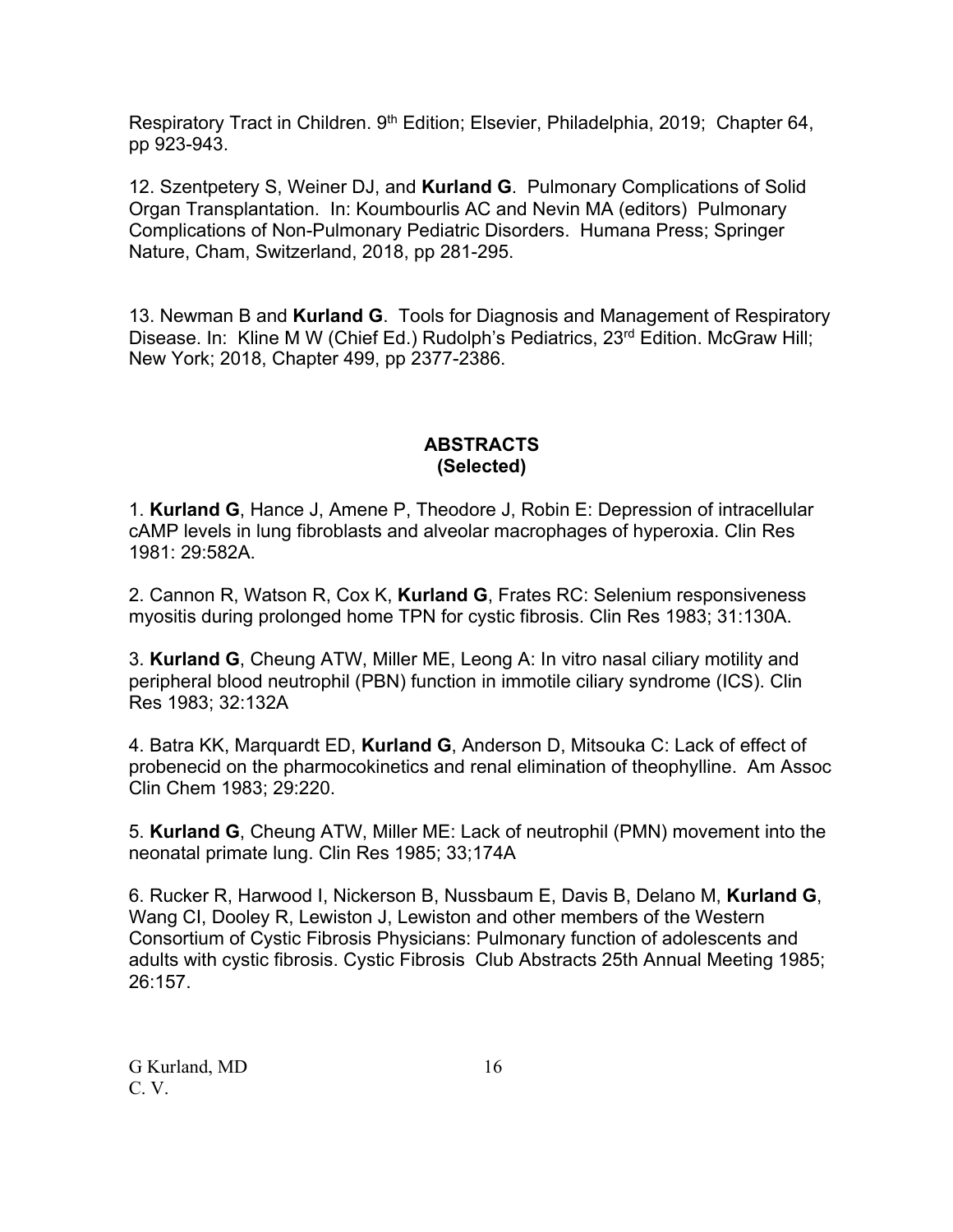Respiratory Tract in Children. 9th Edition; Elsevier, Philadelphia, 2019; Chapter 64, pp 923-943.

12. Szentpetery S, Weiner DJ, and **Kurland G**. Pulmonary Complications of Solid Organ Transplantation. In: Koumbourlis AC and Nevin MA (editors) Pulmonary Complications of Non-Pulmonary Pediatric Disorders. Humana Press; Springer Nature, Cham, Switzerland, 2018, pp 281-295.

13. Newman B and **Kurland G**. Tools for Diagnosis and Management of Respiratory Disease. In: Kline M W (Chief Ed.) Rudolph's Pediatrics, 23rd Edition. McGraw Hill; New York; 2018, Chapter 499, pp 2377-2386.

## ABSTRACTS
## (Selected)

1. **Kurland G**, Hance J, Amene P, Theodore J, Robin E: Depression of intracellular cAMP levels in lung fibroblasts and alveolar macrophages of hyperoxia. Clin Res 1981: 29:582A.

2. Cannon R, Watson R, Cox K, **Kurland G**, Frates RC: Selenium responsiveness myositis during prolonged home TPN for cystic fibrosis. Clin Res 1983; 31:130A.

3. **Kurland G**, Cheung ATW, Miller ME, Leong A: In vitro nasal ciliary motility and peripheral blood neutrophil (PBN) function in immotile ciliary syndrome (ICS). Clin Res 1983; 32:132A

4. Batra KK, Marquardt ED, **Kurland G**, Anderson D, Mitsouka C: Lack of effect of probenecid on the pharmocokinetics and renal elimination of theophylline. Am Assoc Clin Chem 1983; 29:220.

5. **Kurland G**, Cheung ATW, Miller ME: Lack of neutrophil (PMN) movement into the neonatal primate lung. Clin Res 1985; 33;174A

6. Rucker R, Harwood I, Nickerson B, Nussbaum E, Davis B, Delano M, **Kurland G**, Wang CI, Dooley R, Lewiston J, Lewiston and other members of the Western Consortium of Cystic Fibrosis Physicians: Pulmonary function of adolescents and adults with cystic fibrosis. Cystic Fibrosis Club Abstracts 25th Annual Meeting 1985; 26:157.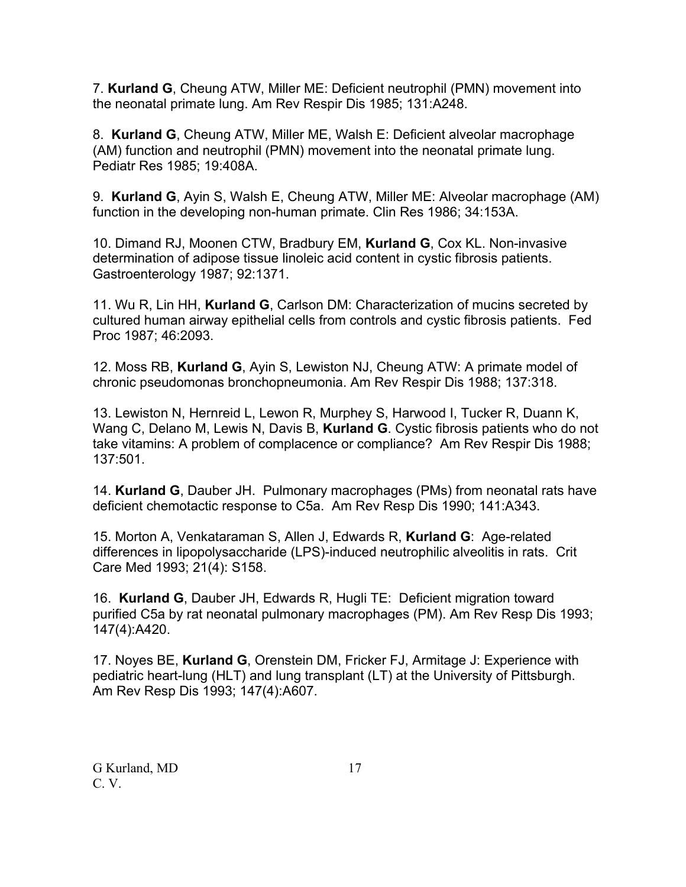7. **Kurland G**, Cheung ATW, Miller ME: Deficient neutrophil (PMN) movement into the neonatal primate lung. Am Rev Respir Dis 1985; 131:A248.

8. **Kurland G**, Cheung ATW, Miller ME, Walsh E: Deficient alveolar macrophage (AM) function and neutrophil (PMN) movement into the neonatal primate lung. Pediatr Res 1985; 19:408A.

9. **Kurland G**, Ayin S, Walsh E, Cheung ATW, Miller ME: Alveolar macrophage (AM) function in the developing non-human primate. Clin Res 1986; 34:153A.

10. Dimand RJ, Moonen CTW, Bradbury EM, **Kurland G**, Cox KL. Non-invasive determination of adipose tissue linoleic acid content in cystic fibrosis patients. Gastroenterology 1987; 92:1371.

11. Wu R, Lin HH, **Kurland G**, Carlson DM: Characterization of mucins secreted by cultured human airway epithelial cells from controls and cystic fibrosis patients. Fed Proc 1987; 46:2093.

12. Moss RB, **Kurland G**, Ayin S, Lewiston NJ, Cheung ATW: A primate model of chronic pseudomonas bronchopneumonia. Am Rev Respir Dis 1988; 137:318.

13. Lewiston N, Hernreid L, Lewon R, Murphey S, Harwood I, Tucker R, Duann K, Wang C, Delano M, Lewis N, Davis B, **Kurland G**. Cystic fibrosis patients who do not take vitamins: A problem of complacence or compliance? Am Rev Respir Dis 1988; 137:501.

14. **Kurland G**, Dauber JH. Pulmonary macrophages (PMs) from neonatal rats have deficient chemotactic response to C5a. Am Rev Resp Dis 1990; 141:A343.

15. Morton A, Venkataraman S, Allen J, Edwards R, **Kurland G**: Age-related differences in lipopolysaccharide (LPS)-induced neutrophilic alveolitis in rats. Crit Care Med 1993; 21(4): S158.

16. **Kurland G**, Dauber JH, Edwards R, Hugli TE: Deficient migration toward purified C5a by rat neonatal pulmonary macrophages (PM). Am Rev Resp Dis 1993; 147(4):A420.

17. Noyes BE, **Kurland G**, Orenstein DM, Fricker FJ, Armitage J: Experience with pediatric heart-lung (HLT) and lung transplant (LT) at the University of Pittsburgh. Am Rev Resp Dis 1993; 147(4):A607.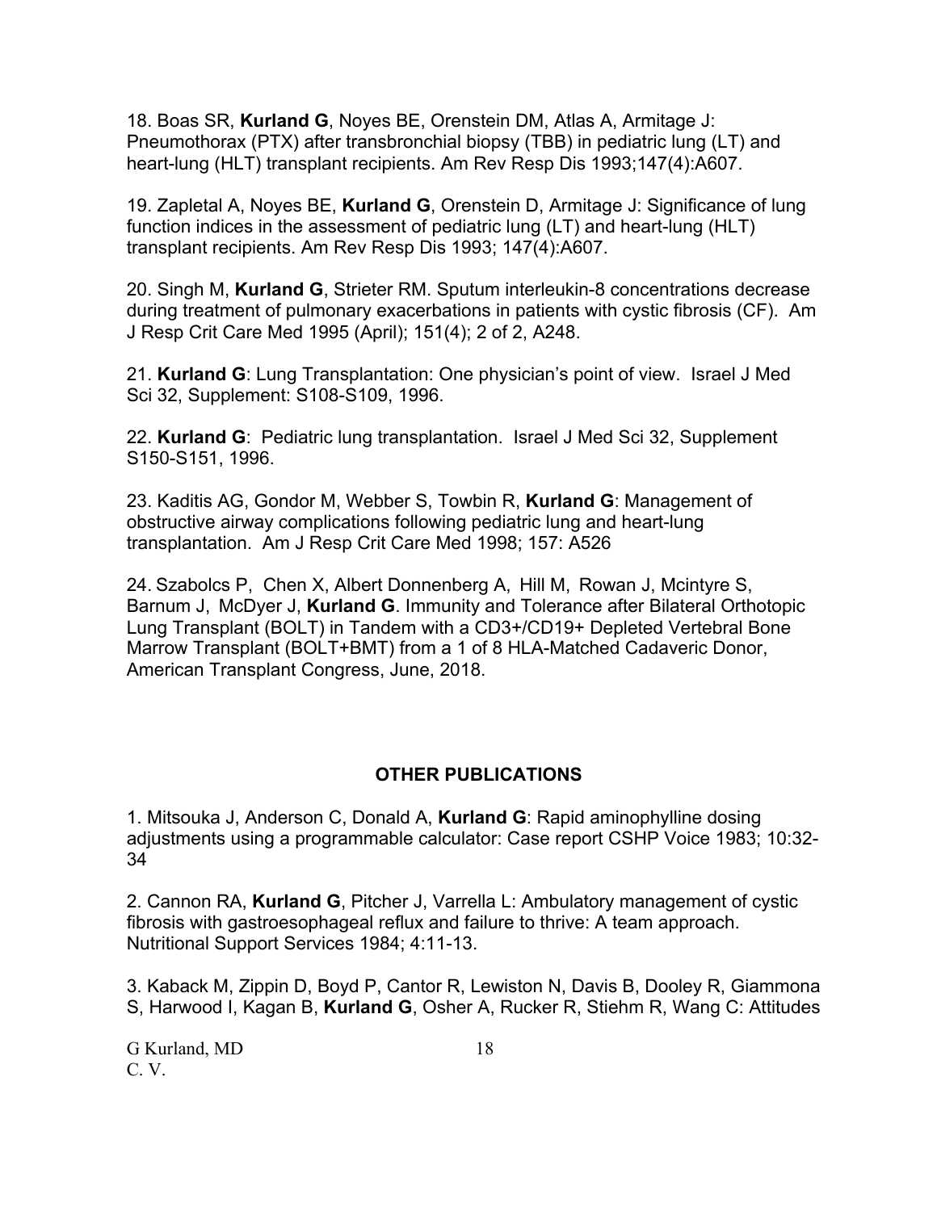18. Boas SR, **Kurland G**, Noyes BE, Orenstein DM, Atlas A, Armitage J: Pneumothorax (PTX) after transbronchial biopsy (TBB) in pediatric lung (LT) and heart-lung (HLT) transplant recipients. Am Rev Resp Dis 1993;147(4):A607.

19. Zapletal A, Noyes BE, **Kurland G**, Orenstein D, Armitage J: Significance of lung function indices in the assessment of pediatric lung (LT) and heart-lung (HLT) transplant recipients. Am Rev Resp Dis 1993; 147(4):A607.

20. Singh M, **Kurland G**, Strieter RM. Sputum interleukin-8 concentrations decrease during treatment of pulmonary exacerbations in patients with cystic fibrosis (CF). Am J Resp Crit Care Med 1995 (April); 151(4); 2 of 2, A248.

21. **Kurland G**: Lung Transplantation: One physician's point of view. Israel J Med Sci 32, Supplement: S108-S109, 1996.

22. **Kurland G**: Pediatric lung transplantation. Israel J Med Sci 32, Supplement S150-S151, 1996.

23. Kaditis AG, Gondor M, Webber S, Towbin R, **Kurland G**: Management of obstructive airway complications following pediatric lung and heart-lung transplantation. Am J Resp Crit Care Med 1998; 157: A526

24. Szabolcs P, Chen X, Albert Donnenberg A, Hill M, Rowan J, Mcintyre S, Barnum J, McDyer J, **Kurland G**. Immunity and Tolerance after Bilateral Orthotopic Lung Transplant (BOLT) in Tandem with a CD3+/CD19+ Depleted Vertebral Bone Marrow Transplant (BOLT+BMT) from a 1 of 8 HLA-Matched Cadaveric Donor, American Transplant Congress, June, 2018.

## OTHER PUBLICATIONS

1. Mitsouka J, Anderson C, Donald A, **Kurland G**: Rapid aminophylline dosing adjustments using a programmable calculator: Case report CSHP Voice 1983; 10:32-34

2. Cannon RA, **Kurland G**, Pitcher J, Varrella L: Ambulatory management of cystic fibrosis with gastroesophageal reflux and failure to thrive: A team approach. Nutritional Support Services 1984; 4:11-13.

3. Kaback M, Zippin D, Boyd P, Cantor R, Lewiston N, Davis B, Dooley R, Giammona S, Harwood I, Kagan B, **Kurland G**, Osher A, Rucker R, Stiehm R, Wang C: Attitudes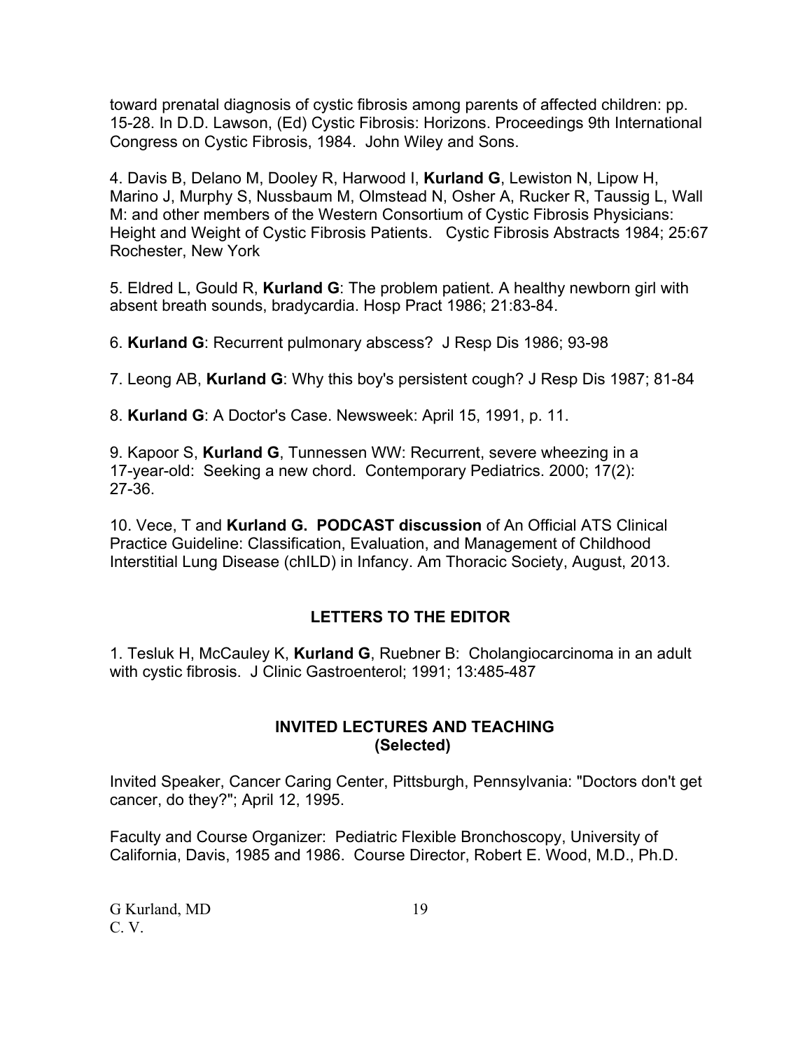toward prenatal diagnosis of cystic fibrosis among parents of affected children: pp. 15-28. In D.D. Lawson, (Ed) Cystic Fibrosis: Horizons. Proceedings 9th International Congress on Cystic Fibrosis, 1984. John Wiley and Sons.

4. Davis B, Delano M, Dooley R, Harwood I, **Kurland G**, Lewiston N, Lipow H, Marino J, Murphy S, Nussbaum M, Olmstead N, Osher A, Rucker R, Taussig L, Wall M: and other members of the Western Consortium of Cystic Fibrosis Physicians: Height and Weight of Cystic Fibrosis Patients. Cystic Fibrosis Abstracts 1984; 25:67 Rochester, New York

5. Eldred L, Gould R, **Kurland G**: The problem patient. A healthy newborn girl with absent breath sounds, bradycardia. Hosp Pract 1986; 21:83-84.

6. **Kurland G**: Recurrent pulmonary abscess? J Resp Dis 1986; 93-98

7. Leong AB, **Kurland G**: Why this boy's persistent cough? J Resp Dis 1987; 81-84

8. **Kurland G**: A Doctor's Case. Newsweek: April 15, 1991, p. 11.

9. Kapoor S, **Kurland G**, Tunnessen WW: Recurrent, severe wheezing in a 17-year-old: Seeking a new chord. Contemporary Pediatrics. 2000; 17(2): 27-36.

10. Vece, T and **Kurland G. PODCAST discussion** of An Official ATS Clinical Practice Guideline: Classification, Evaluation, and Management of Childhood Interstitial Lung Disease (chILD) in Infancy. Am Thoracic Society, August, 2013.

## LETTERS TO THE EDITOR

1. Tesluk H, McCauley K, **Kurland G**, Ruebner B: Cholangiocarcinoma in an adult with cystic fibrosis. J Clinic Gastroenterol; 1991; 13:485-487

## INVITED LECTURES AND TEACHING (Selected)

Invited Speaker, Cancer Caring Center, Pittsburgh, Pennsylvania: "Doctors don't get cancer, do they?"; April 12, 1995.

Faculty and Course Organizer: Pediatric Flexible Bronchoscopy, University of California, Davis, 1985 and 1986. Course Director, Robert E. Wood, M.D., Ph.D.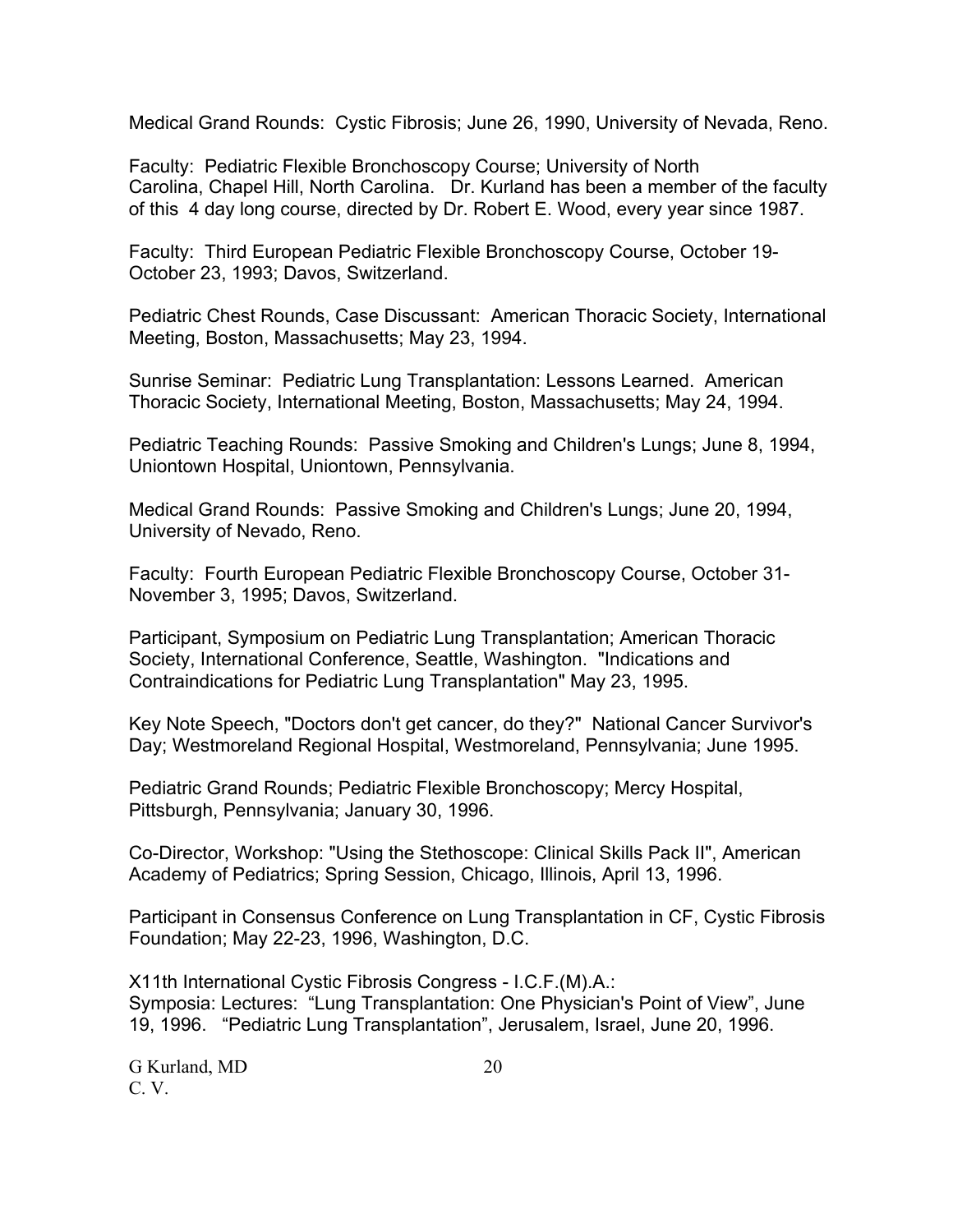Medical Grand Rounds: Cystic Fibrosis; June 26, 1990, University of Nevada, Reno.

Faculty: Pediatric Flexible Bronchoscopy Course; University of North Carolina, Chapel Hill, North Carolina. Dr. Kurland has been a member of the faculty of this 4 day long course, directed by Dr. Robert E. Wood, every year since 1987.

Faculty: Third European Pediatric Flexible Bronchoscopy Course, October 19-October 23, 1993; Davos, Switzerland.

Pediatric Chest Rounds, Case Discussant: American Thoracic Society, International Meeting, Boston, Massachusetts; May 23, 1994.

Sunrise Seminar: Pediatric Lung Transplantation: Lessons Learned. American Thoracic Society, International Meeting, Boston, Massachusetts; May 24, 1994.

Pediatric Teaching Rounds: Passive Smoking and Children's Lungs; June 8, 1994, Uniontown Hospital, Uniontown, Pennsylvania.

Medical Grand Rounds: Passive Smoking and Children's Lungs; June 20, 1994, University of Nevado, Reno.

Faculty: Fourth European Pediatric Flexible Bronchoscopy Course, October 31-November 3, 1995; Davos, Switzerland.

Participant, Symposium on Pediatric Lung Transplantation; American Thoracic Society, International Conference, Seattle, Washington. "Indications and Contraindications for Pediatric Lung Transplantation" May 23, 1995.

Key Note Speech, "Doctors don't get cancer, do they?" National Cancer Survivor's Day; Westmoreland Regional Hospital, Westmoreland, Pennsylvania; June 1995.

Pediatric Grand Rounds; Pediatric Flexible Bronchoscopy; Mercy Hospital, Pittsburgh, Pennsylvania; January 30, 1996.

Co-Director, Workshop: "Using the Stethoscope: Clinical Skills Pack II", American Academy of Pediatrics; Spring Session, Chicago, Illinois, April 13, 1996.

Participant in Consensus Conference on Lung Transplantation in CF, Cystic Fibrosis Foundation; May 22-23, 1996, Washington, D.C.

X11th International Cystic Fibrosis Congress - I.C.F.(M).A.:
Symposia: Lectures: "Lung Transplantation: One Physician's Point of View", June 19, 1996. "Pediatric Lung Transplantation", Jerusalem, Israel, June 20, 1996.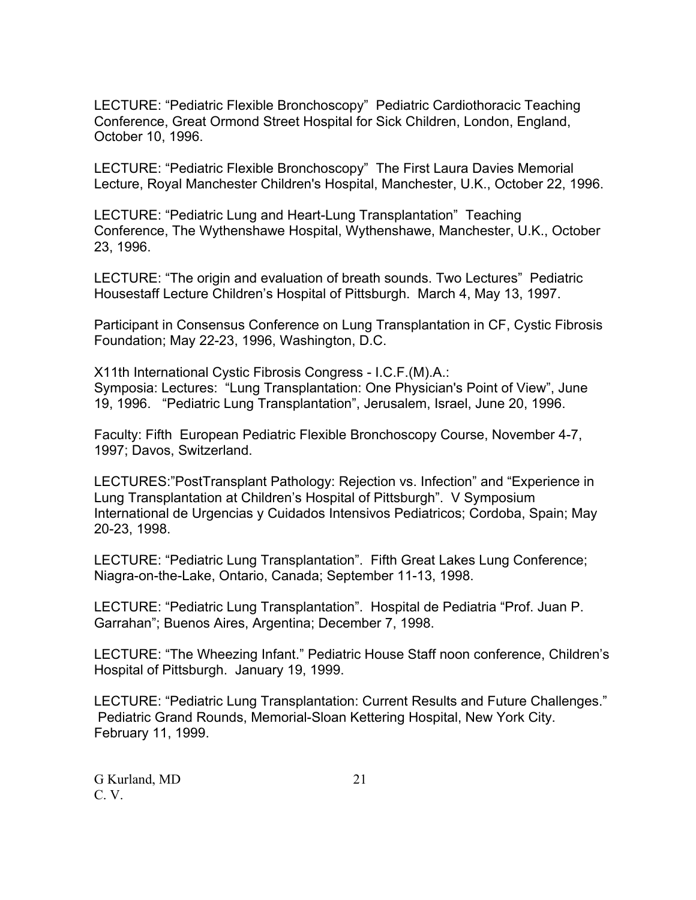LECTURE: “Pediatric Flexible Bronchoscopy” Pediatric Cardiothoracic Teaching Conference, Great Ormond Street Hospital for Sick Children, London, England, October 10, 1996.

LECTURE: “Pediatric Flexible Bronchoscopy” The First Laura Davies Memorial Lecture, Royal Manchester Children's Hospital, Manchester, U.K., October 22, 1996.

LECTURE: “Pediatric Lung and Heart-Lung Transplantation” Teaching Conference, The Wythenshawe Hospital, Wythenshawe, Manchester, U.K., October 23, 1996.

LECTURE: “The origin and evaluation of breath sounds. Two Lectures” Pediatric Housestaff Lecture Children’s Hospital of Pittsburgh. March 4, May 13, 1997.

Participant in Consensus Conference on Lung Transplantation in CF, Cystic Fibrosis Foundation; May 22-23, 1996, Washington, D.C.

X11th International Cystic Fibrosis Congress - I.C.F.(M).A.:
Symposia: Lectures: “Lung Transplantation: One Physician's Point of View”, June 19, 1996. “Pediatric Lung Transplantation”, Jerusalem, Israel, June 20, 1996.

Faculty: Fifth European Pediatric Flexible Bronchoscopy Course, November 4-7, 1997; Davos, Switzerland.

LECTURES:”PostTransplant Pathology: Rejection vs. Infection” and “Experience in Lung Transplantation at Children’s Hospital of Pittsburgh”. V Symposium International de Urgencias y Cuidados Intensivos Pediatricos; Cordoba, Spain; May 20-23, 1998.

LECTURE: “Pediatric Lung Transplantation”. Fifth Great Lakes Lung Conference; Niagra-on-the-Lake, Ontario, Canada; September 11-13, 1998.

LECTURE: “Pediatric Lung Transplantation”. Hospital de Pediatria “Prof. Juan P. Garrahan”; Buenos Aires, Argentina; December 7, 1998.

LECTURE: “The Wheezing Infant.” Pediatric House Staff noon conference, Children’s Hospital of Pittsburgh. January 19, 1999.

LECTURE: “Pediatric Lung Transplantation: Current Results and Future Challenges.” Pediatric Grand Rounds, Memorial-Sloan Kettering Hospital, New York City. February 11, 1999.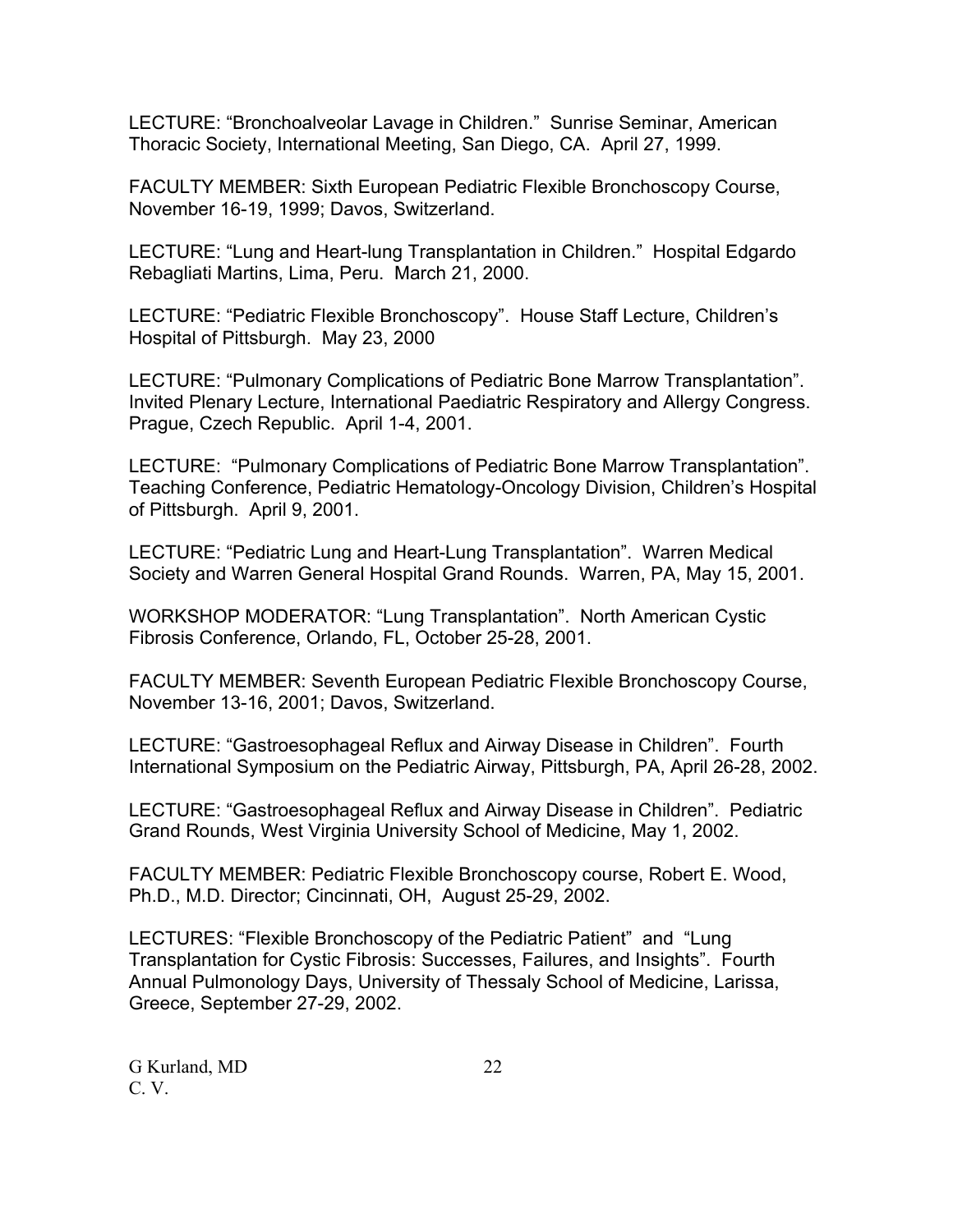LECTURE: “Bronchoalveolar Lavage in Children.” Sunrise Seminar, American Thoracic Society, International Meeting, San Diego, CA. April 27, 1999.

FACULTY MEMBER: Sixth European Pediatric Flexible Bronchoscopy Course, November 16-19, 1999; Davos, Switzerland.

LECTURE: “Lung and Heart-lung Transplantation in Children.” Hospital Edgardo Rebagliati Martins, Lima, Peru. March 21, 2000.

LECTURE: “Pediatric Flexible Bronchoscopy”. House Staff Lecture, Children’s Hospital of Pittsburgh. May 23, 2000

LECTURE: “Pulmonary Complications of Pediatric Bone Marrow Transplantation”. Invited Plenary Lecture, International Paediatric Respiratory and Allergy Congress. Prague, Czech Republic. April 1-4, 2001.

LECTURE: “Pulmonary Complications of Pediatric Bone Marrow Transplantation”. Teaching Conference, Pediatric Hematology-Oncology Division, Children’s Hospital of Pittsburgh. April 9, 2001.

LECTURE: “Pediatric Lung and Heart-Lung Transplantation”. Warren Medical Society and Warren General Hospital Grand Rounds. Warren, PA, May 15, 2001.

WORKSHOP MODERATOR: “Lung Transplantation”. North American Cystic Fibrosis Conference, Orlando, FL, October 25-28, 2001.

FACULTY MEMBER: Seventh European Pediatric Flexible Bronchoscopy Course, November 13-16, 2001; Davos, Switzerland.

LECTURE: “Gastroesophageal Reflux and Airway Disease in Children”. Fourth International Symposium on the Pediatric Airway, Pittsburgh, PA, April 26-28, 2002.

LECTURE: “Gastroesophageal Reflux and Airway Disease in Children”. Pediatric Grand Rounds, West Virginia University School of Medicine, May 1, 2002.

FACULTY MEMBER: Pediatric Flexible Bronchoscopy course, Robert E. Wood, Ph.D., M.D. Director; Cincinnati, OH, August 25-29, 2002.

LECTURES: “Flexible Bronchoscopy of the Pediatric Patient” and “Lung Transplantation for Cystic Fibrosis: Successes, Failures, and Insights”. Fourth Annual Pulmonology Days, University of Thessaly School of Medicine, Larissa, Greece, September 27-29, 2002.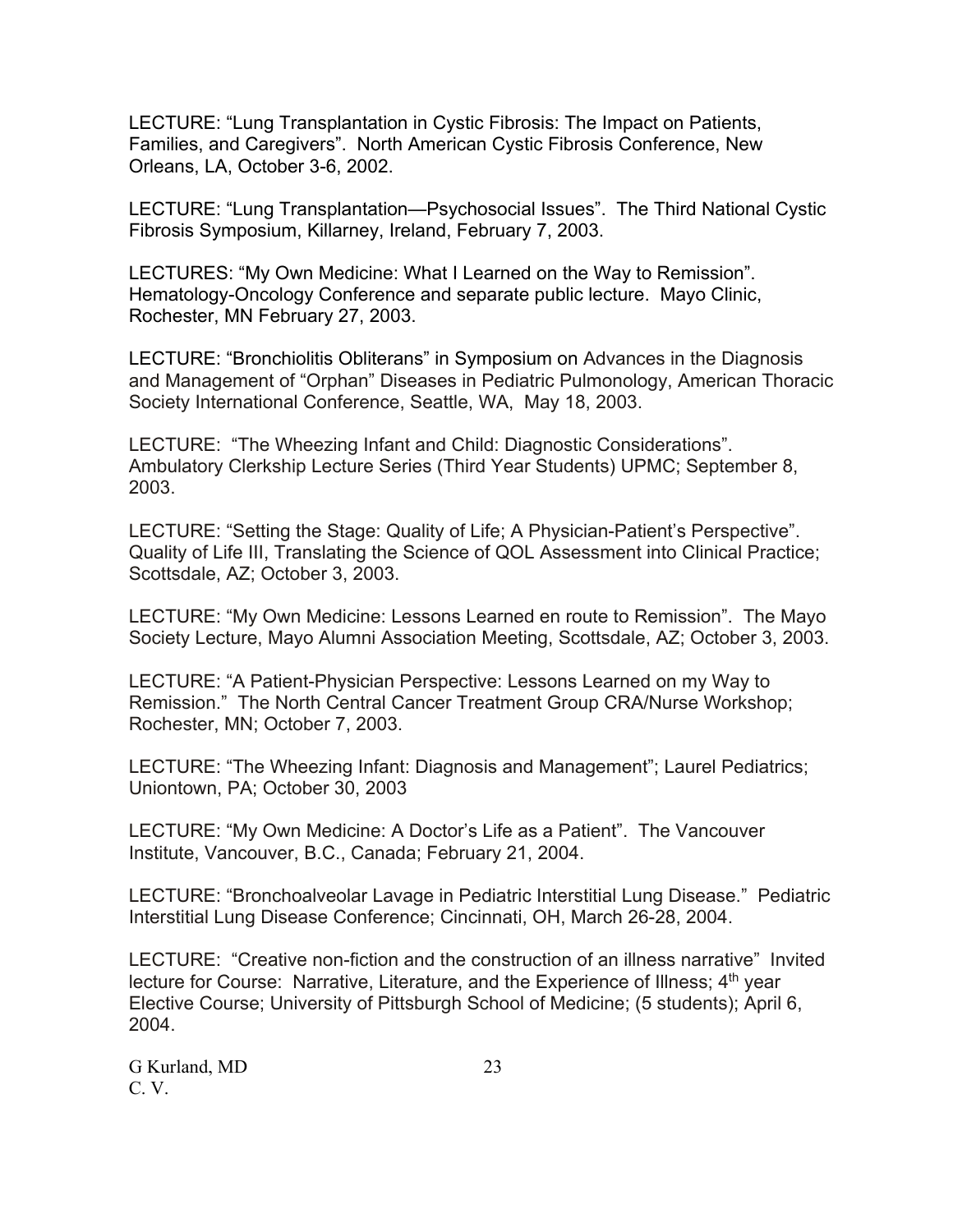LECTURE: "Lung Transplantation in Cystic Fibrosis: The Impact on Patients, Families, and Caregivers". North American Cystic Fibrosis Conference, New Orleans, LA, October 3-6, 2002.

LECTURE: "Lung Transplantation—Psychosocial Issues". The Third National Cystic Fibrosis Symposium, Killarney, Ireland, February 7, 2003.

LECTURES: "My Own Medicine: What I Learned on the Way to Remission". Hematology-Oncology Conference and separate public lecture. Mayo Clinic, Rochester, MN February 27, 2003.

LECTURE: "Bronchiolitis Obliterans" in Symposium on Advances in the Diagnosis and Management of "Orphan" Diseases in Pediatric Pulmonology, American Thoracic Society International Conference, Seattle, WA, May 18, 2003.

LECTURE: "The Wheezing Infant and Child: Diagnostic Considerations". Ambulatory Clerkship Lecture Series (Third Year Students) UPMC; September 8, 2003.

LECTURE: "Setting the Stage: Quality of Life; A Physician-Patient's Perspective". Quality of Life III, Translating the Science of QOL Assessment into Clinical Practice; Scottsdale, AZ; October 3, 2003.

LECTURE: "My Own Medicine: Lessons Learned en route to Remission". The Mayo Society Lecture, Mayo Alumni Association Meeting, Scottsdale, AZ; October 3, 2003.

LECTURE: "A Patient-Physician Perspective: Lessons Learned on my Way to Remission." The North Central Cancer Treatment Group CRA/Nurse Workshop; Rochester, MN; October 7, 2003.

LECTURE: "The Wheezing Infant: Diagnosis and Management"; Laurel Pediatrics; Uniontown, PA; October 30, 2003

LECTURE: "My Own Medicine: A Doctor's Life as a Patient". The Vancouver Institute, Vancouver, B.C., Canada; February 21, 2004.

LECTURE: "Bronchoalveolar Lavage in Pediatric Interstitial Lung Disease." Pediatric Interstitial Lung Disease Conference; Cincinnati, OH, March 26-28, 2004.

LECTURE: "Creative non-fiction and the construction of an illness narrative" Invited lecture for Course: Narrative, Literature, and the Experience of Illness; 4th year Elective Course; University of Pittsburgh School of Medicine; (5 students); April 6, 2004.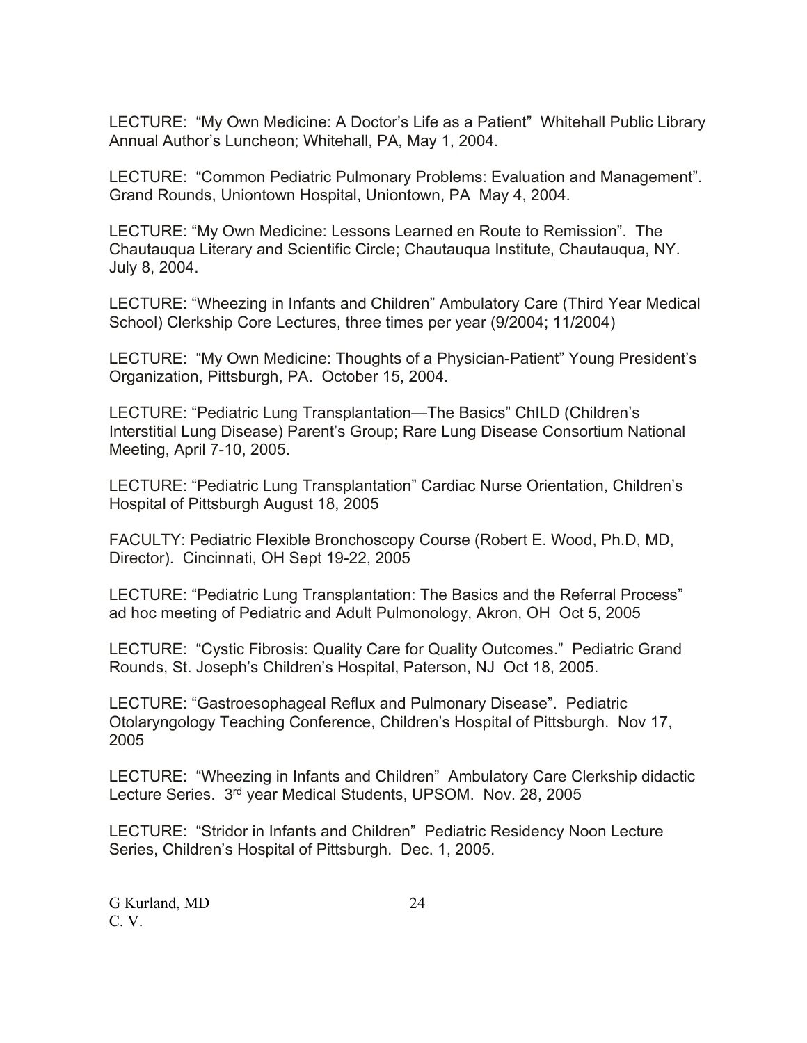LECTURE: "My Own Medicine: A Doctor's Life as a Patient" Whitehall Public Library Annual Author's Luncheon; Whitehall, PA, May 1, 2004.

LECTURE: "Common Pediatric Pulmonary Problems: Evaluation and Management". Grand Rounds, Uniontown Hospital, Uniontown, PA May 4, 2004.

LECTURE: "My Own Medicine: Lessons Learned en Route to Remission". The Chautauqua Literary and Scientific Circle; Chautauqua Institute, Chautauqua, NY. July 8, 2004.

LECTURE: "Wheezing in Infants and Children" Ambulatory Care (Third Year Medical School) Clerkship Core Lectures, three times per year (9/2004; 11/2004)

LECTURE: "My Own Medicine: Thoughts of a Physician-Patient" Young President's Organization, Pittsburgh, PA. October 15, 2004.

LECTURE: "Pediatric Lung Transplantation—The Basics" ChILD (Children's Interstitial Lung Disease) Parent's Group; Rare Lung Disease Consortium National Meeting, April 7-10, 2005.

LECTURE: "Pediatric Lung Transplantation" Cardiac Nurse Orientation, Children's Hospital of Pittsburgh August 18, 2005

FACULTY: Pediatric Flexible Bronchoscopy Course (Robert E. Wood, Ph.D, MD, Director). Cincinnati, OH Sept 19-22, 2005

LECTURE: "Pediatric Lung Transplantation: The Basics and the Referral Process" ad hoc meeting of Pediatric and Adult Pulmonology, Akron, OH Oct 5, 2005

LECTURE: "Cystic Fibrosis: Quality Care for Quality Outcomes." Pediatric Grand Rounds, St. Joseph's Children's Hospital, Paterson, NJ Oct 18, 2005.

LECTURE: "Gastroesophageal Reflux and Pulmonary Disease". Pediatric Otolaryngology Teaching Conference, Children's Hospital of Pittsburgh. Nov 17, 2005

LECTURE: "Wheezing in Infants and Children" Ambulatory Care Clerkship didactic Lecture Series. 3rd year Medical Students, UPSOM. Nov. 28, 2005

LECTURE: "Stridor in Infants and Children" Pediatric Residency Noon Lecture Series, Children's Hospital of Pittsburgh. Dec. 1, 2005.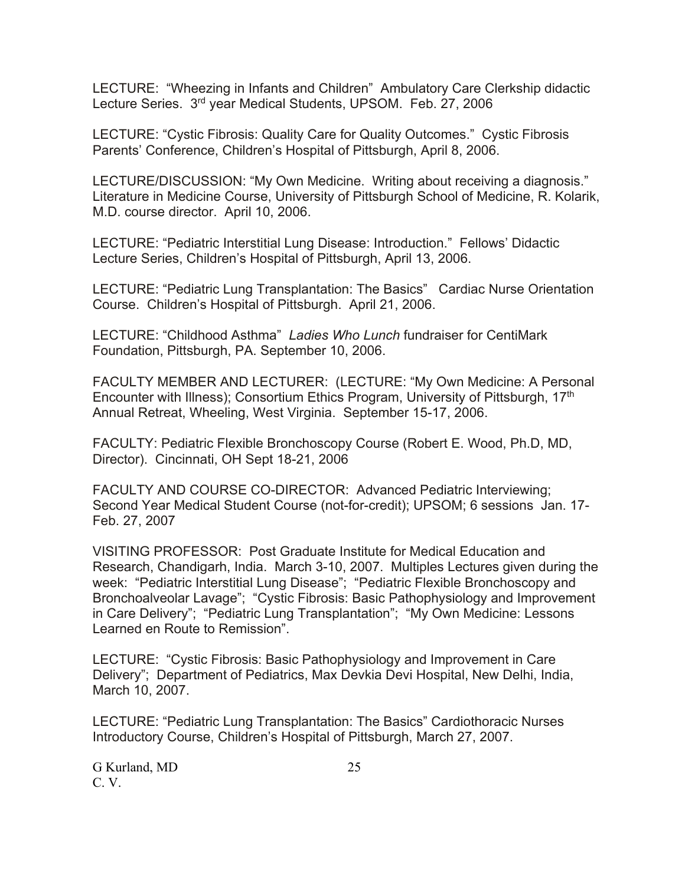LECTURE: "Wheezing in Infants and Children" Ambulatory Care Clerkship didactic Lecture Series. 3rd year Medical Students, UPSOM. Feb. 27, 2006

LECTURE: "Cystic Fibrosis: Quality Care for Quality Outcomes." Cystic Fibrosis Parents' Conference, Children's Hospital of Pittsburgh, April 8, 2006.

LECTURE/DISCUSSION: "My Own Medicine. Writing about receiving a diagnosis." Literature in Medicine Course, University of Pittsburgh School of Medicine, R. Kolarik, M.D. course director. April 10, 2006.

LECTURE: "Pediatric Interstitial Lung Disease: Introduction." Fellows' Didactic Lecture Series, Children's Hospital of Pittsburgh, April 13, 2006.

LECTURE: "Pediatric Lung Transplantation: The Basics" Cardiac Nurse Orientation Course. Children's Hospital of Pittsburgh. April 21, 2006.

LECTURE: "Childhood Asthma" *Ladies Who Lunch* fundraiser for CentiMark Foundation, Pittsburgh, PA. September 10, 2006.

FACULTY MEMBER AND LECTURER: (LECTURE: "My Own Medicine: A Personal Encounter with Illness); Consortium Ethics Program, University of Pittsburgh, 17th Annual Retreat, Wheeling, West Virginia. September 15-17, 2006.

FACULTY: Pediatric Flexible Bronchoscopy Course (Robert E. Wood, Ph.D, MD, Director). Cincinnati, OH Sept 18-21, 2006

FACULTY AND COURSE CO-DIRECTOR: Advanced Pediatric Interviewing; Second Year Medical Student Course (not-for-credit); UPSOM; 6 sessions Jan. 17-Feb. 27, 2007

VISITING PROFESSOR: Post Graduate Institute for Medical Education and Research, Chandigarh, India. March 3-10, 2007. Multiples Lectures given during the week: "Pediatric Interstitial Lung Disease"; "Pediatric Flexible Bronchoscopy and Bronchoalveolar Lavage"; "Cystic Fibrosis: Basic Pathophysiology and Improvement in Care Delivery"; "Pediatric Lung Transplantation"; "My Own Medicine: Lessons Learned en Route to Remission".

LECTURE: "Cystic Fibrosis: Basic Pathophysiology and Improvement in Care Delivery"; Department of Pediatrics, Max Devkia Devi Hospital, New Delhi, India, March 10, 2007.

LECTURE: "Pediatric Lung Transplantation: The Basics" Cardiothoracic Nurses Introductory Course, Children's Hospital of Pittsburgh, March 27, 2007.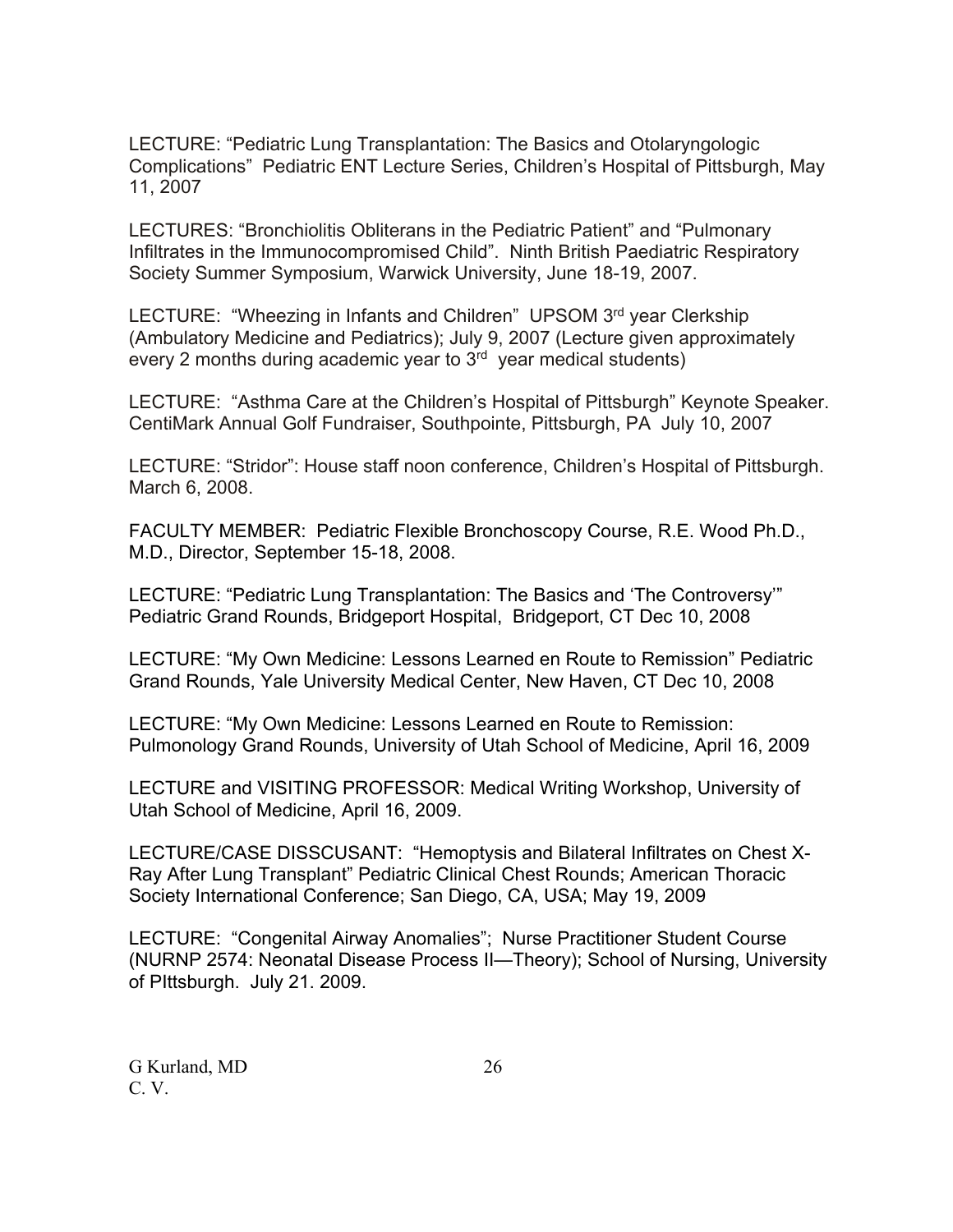LECTURE: "Pediatric Lung Transplantation: The Basics and Otolaryngologic Complications" Pediatric ENT Lecture Series, Children's Hospital of Pittsburgh, May 11, 2007

LECTURES: "Bronchiolitis Obliterans in the Pediatric Patient" and "Pulmonary Infiltrates in the Immunocompromised Child". Ninth British Paediatric Respiratory Society Summer Symposium, Warwick University, June 18-19, 2007.

LECTURE: "Wheezing in Infants and Children" UPSOM 3rd year Clerkship (Ambulatory Medicine and Pediatrics); July 9, 2007 (Lecture given approximately every 2 months during academic year to 3rd year medical students)

LECTURE: "Asthma Care at the Children's Hospital of Pittsburgh" Keynote Speaker. CentiMark Annual Golf Fundraiser, Southpointe, Pittsburgh, PA July 10, 2007

LECTURE: "Stridor": House staff noon conference, Children's Hospital of Pittsburgh. March 6, 2008.

FACULTY MEMBER: Pediatric Flexible Bronchoscopy Course, R.E. Wood Ph.D., M.D., Director, September 15-18, 2008.

LECTURE: "Pediatric Lung Transplantation: The Basics and 'The Controversy'" Pediatric Grand Rounds, Bridgeport Hospital, Bridgeport, CT Dec 10, 2008

LECTURE: "My Own Medicine: Lessons Learned en Route to Remission" Pediatric Grand Rounds, Yale University Medical Center, New Haven, CT Dec 10, 2008

LECTURE: "My Own Medicine: Lessons Learned en Route to Remission: Pulmonology Grand Rounds, University of Utah School of Medicine, April 16, 2009

LECTURE and VISITING PROFESSOR: Medical Writing Workshop, University of Utah School of Medicine, April 16, 2009.

LECTURE/CASE DISSCUSANT: "Hemoptysis and Bilateral Infiltrates on Chest X-Ray After Lung Transplant" Pediatric Clinical Chest Rounds; American Thoracic Society International Conference; San Diego, CA, USA; May 19, 2009

LECTURE: "Congenital Airway Anomalies"; Nurse Practitioner Student Course (NURNP 2574: Neonatal Disease Process II—Theory); School of Nursing, University of PIttsburgh. July 21. 2009.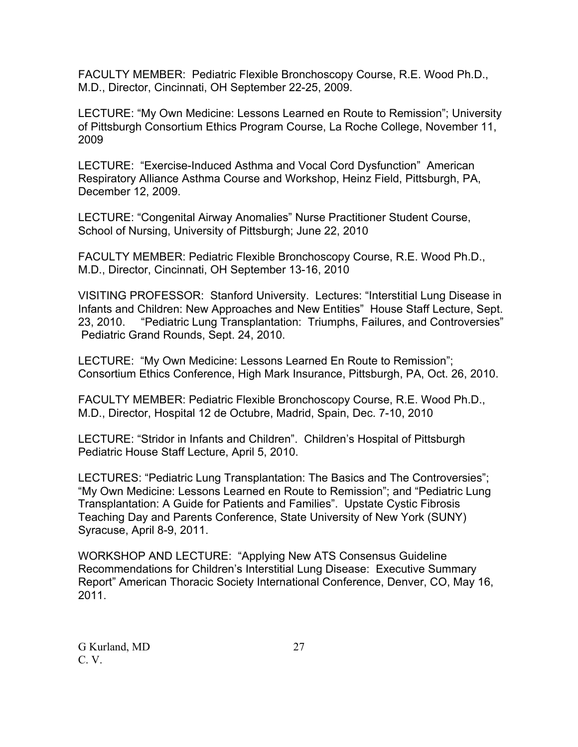FACULTY MEMBER: Pediatric Flexible Bronchoscopy Course, R.E. Wood Ph.D., M.D., Director, Cincinnati, OH September 22-25, 2009.

LECTURE: "My Own Medicine: Lessons Learned en Route to Remission"; University of Pittsburgh Consortium Ethics Program Course, La Roche College, November 11, 2009

LECTURE: "Exercise-Induced Asthma and Vocal Cord Dysfunction" American Respiratory Alliance Asthma Course and Workshop, Heinz Field, Pittsburgh, PA, December 12, 2009.

LECTURE: "Congenital Airway Anomalies" Nurse Practitioner Student Course, School of Nursing, University of Pittsburgh; June 22, 2010

FACULTY MEMBER: Pediatric Flexible Bronchoscopy Course, R.E. Wood Ph.D., M.D., Director, Cincinnati, OH September 13-16, 2010

VISITING PROFESSOR: Stanford University. Lectures: "Interstitial Lung Disease in Infants and Children: New Approaches and New Entities" House Staff Lecture, Sept. 23, 2010. "Pediatric Lung Transplantation: Triumphs, Failures, and Controversies" Pediatric Grand Rounds, Sept. 24, 2010.

LECTURE: "My Own Medicine: Lessons Learned En Route to Remission"; Consortium Ethics Conference, High Mark Insurance, Pittsburgh, PA, Oct. 26, 2010.

FACULTY MEMBER: Pediatric Flexible Bronchoscopy Course, R.E. Wood Ph.D., M.D., Director, Hospital 12 de Octubre, Madrid, Spain, Dec. 7-10, 2010

LECTURE: "Stridor in Infants and Children". Children's Hospital of Pittsburgh Pediatric House Staff Lecture, April 5, 2010.

LECTURES: "Pediatric Lung Transplantation: The Basics and The Controversies"; "My Own Medicine: Lessons Learned en Route to Remission"; and "Pediatric Lung Transplantation: A Guide for Patients and Families". Upstate Cystic Fibrosis Teaching Day and Parents Conference, State University of New York (SUNY) Syracuse, April 8-9, 2011.

WORKSHOP AND LECTURE: "Applying New ATS Consensus Guideline Recommendations for Children's Interstitial Lung Disease: Executive Summary Report" American Thoracic Society International Conference, Denver, CO, May 16, 2011.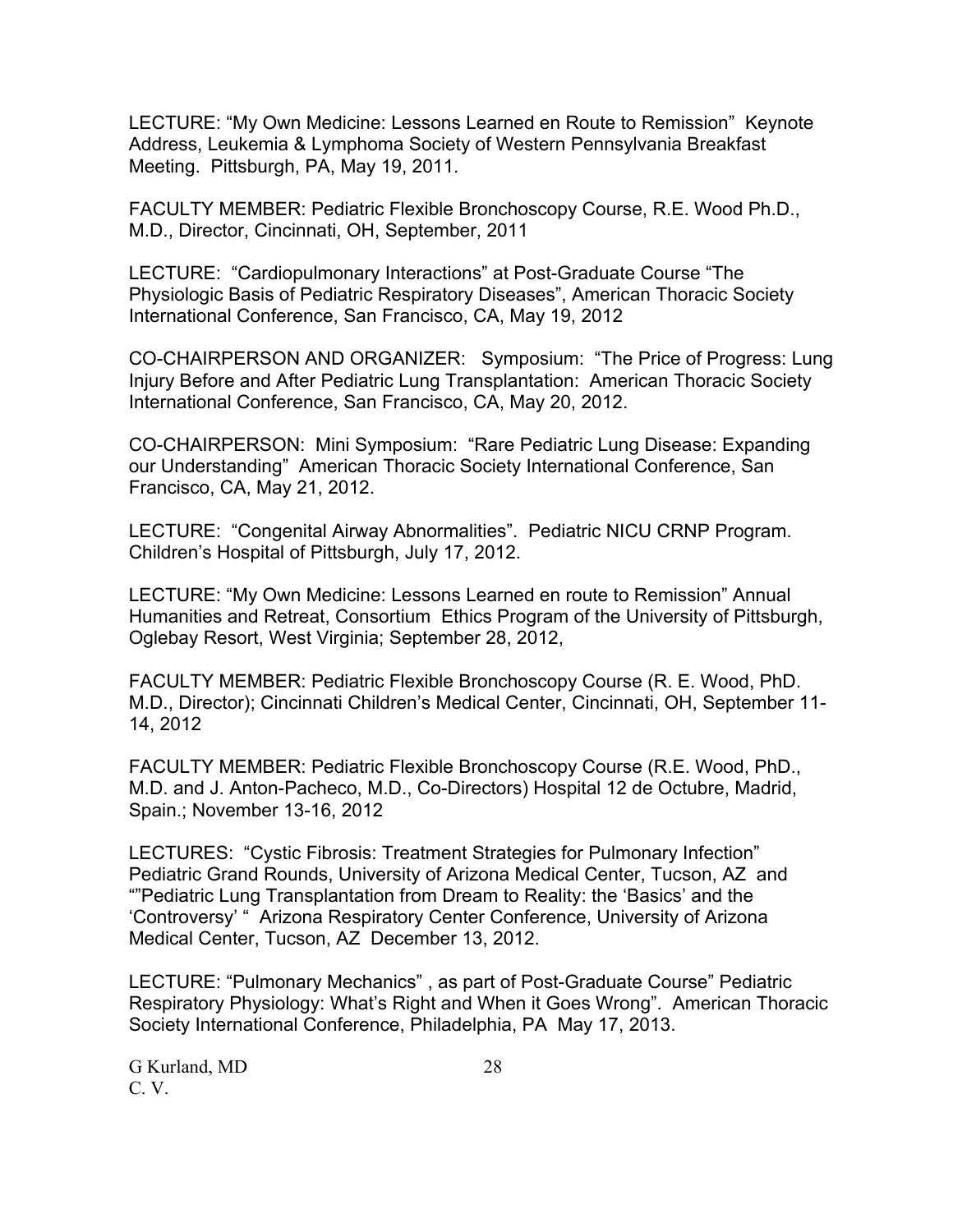LECTURE: "My Own Medicine: Lessons Learned en Route to Remission" Keynote Address, Leukemia & Lymphoma Society of Western Pennsylvania Breakfast Meeting. Pittsburgh, PA, May 19, 2011.

FACULTY MEMBER: Pediatric Flexible Bronchoscopy Course, R.E. Wood Ph.D., M.D., Director, Cincinnati, OH, September, 2011

LECTURE: "Cardiopulmonary Interactions" at Post-Graduate Course "The Physiologic Basis of Pediatric Respiratory Diseases", American Thoracic Society International Conference, San Francisco, CA, May 19, 2012

CO-CHAIRPERSON AND ORGANIZER: Symposium: "The Price of Progress: Lung Injury Before and After Pediatric Lung Transplantation: American Thoracic Society International Conference, San Francisco, CA, May 20, 2012.

CO-CHAIRPERSON: Mini Symposium: "Rare Pediatric Lung Disease: Expanding our Understanding" American Thoracic Society International Conference, San Francisco, CA, May 21, 2012.

LECTURE: "Congenital Airway Abnormalities". Pediatric NICU CRNP Program. Children's Hospital of Pittsburgh, July 17, 2012.

LECTURE: "My Own Medicine: Lessons Learned en route to Remission" Annual Humanities and Retreat, Consortium Ethics Program of the University of Pittsburgh, Oglebay Resort, West Virginia; September 28, 2012,

FACULTY MEMBER: Pediatric Flexible Bronchoscopy Course (R. E. Wood, PhD. M.D., Director); Cincinnati Children's Medical Center, Cincinnati, OH, September 11-14, 2012

FACULTY MEMBER: Pediatric Flexible Bronchoscopy Course (R.E. Wood, PhD., M.D. and J. Anton-Pacheco, M.D., Co-Directors) Hospital 12 de Octubre, Madrid, Spain.; November 13-16, 2012

LECTURES: "Cystic Fibrosis: Treatment Strategies for Pulmonary Infection" Pediatric Grand Rounds, University of Arizona Medical Center, Tucson, AZ and ""Pediatric Lung Transplantation from Dream to Reality: the 'Basics' and the 'Controversy' " Arizona Respiratory Center Conference, University of Arizona Medical Center, Tucson, AZ December 13, 2012.

LECTURE: "Pulmonary Mechanics" , as part of Post-Graduate Course" Pediatric Respiratory Physiology: What's Right and When it Goes Wrong". American Thoracic Society International Conference, Philadelphia, PA May 17, 2013.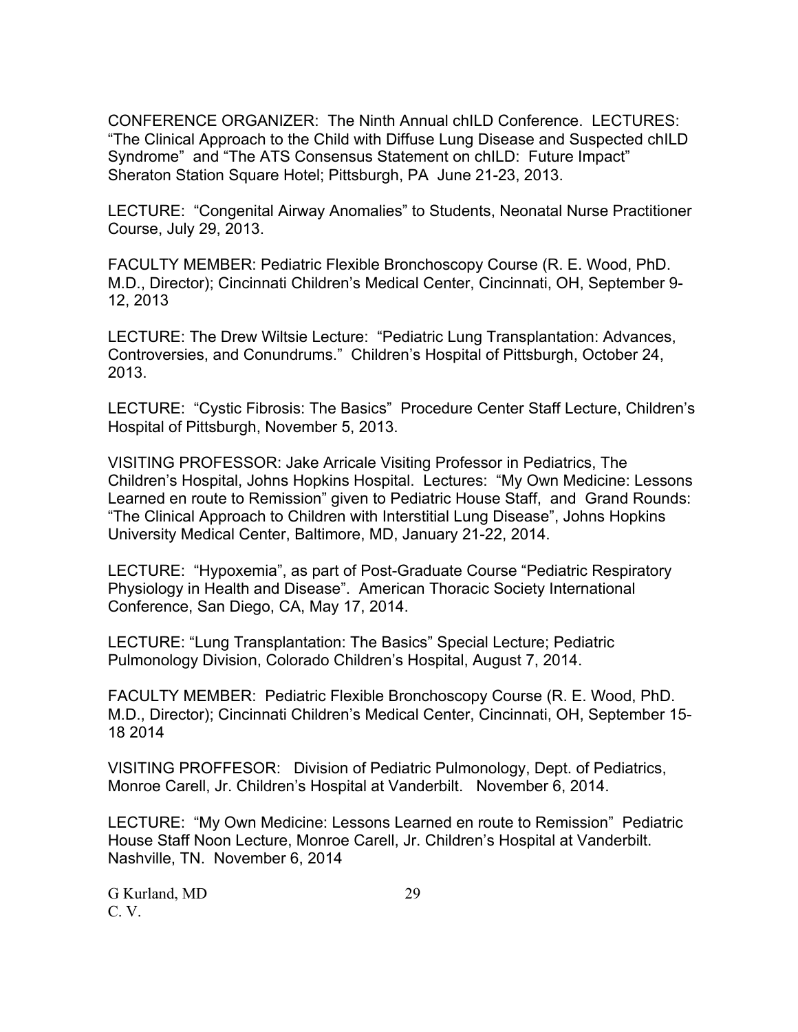CONFERENCE ORGANIZER: The Ninth Annual chILD Conference. LECTURES: “The Clinical Approach to the Child with Diffuse Lung Disease and Suspected chILD Syndrome” and “The ATS Consensus Statement on chILD: Future Impact” Sheraton Station Square Hotel; Pittsburgh, PA June 21-23, 2013.

LECTURE: “Congenital Airway Anomalies” to Students, Neonatal Nurse Practitioner Course, July 29, 2013.

FACULTY MEMBER: Pediatric Flexible Bronchoscopy Course (R. E. Wood, PhD. M.D., Director); Cincinnati Children’s Medical Center, Cincinnati, OH, September 9-12, 2013

LECTURE: The Drew Wiltsie Lecture: “Pediatric Lung Transplantation: Advances, Controversies, and Conundrums.” Children’s Hospital of Pittsburgh, October 24, 2013.

LECTURE: “Cystic Fibrosis: The Basics” Procedure Center Staff Lecture, Children’s Hospital of Pittsburgh, November 5, 2013.

VISITING PROFESSOR: Jake Arricale Visiting Professor in Pediatrics, The Children’s Hospital, Johns Hopkins Hospital. Lectures: “My Own Medicine: Lessons Learned en route to Remission” given to Pediatric House Staff, and Grand Rounds: “The Clinical Approach to Children with Interstitial Lung Disease”, Johns Hopkins University Medical Center, Baltimore, MD, January 21-22, 2014.

LECTURE: “Hypoxemia”, as part of Post-Graduate Course “Pediatric Respiratory Physiology in Health and Disease”. American Thoracic Society International Conference, San Diego, CA, May 17, 2014.

LECTURE: “Lung Transplantation: The Basics” Special Lecture; Pediatric Pulmonology Division, Colorado Children’s Hospital, August 7, 2014.

FACULTY MEMBER: Pediatric Flexible Bronchoscopy Course (R. E. Wood, PhD. M.D., Director); Cincinnati Children’s Medical Center, Cincinnati, OH, September 15-18 2014

VISITING PROFFESOR: Division of Pediatric Pulmonology, Dept. of Pediatrics, Monroe Carell, Jr. Children’s Hospital at Vanderbilt. November 6, 2014.

LECTURE: “My Own Medicine: Lessons Learned en route to Remission” Pediatric House Staff Noon Lecture, Monroe Carell, Jr. Children’s Hospital at Vanderbilt. Nashville, TN. November 6, 2014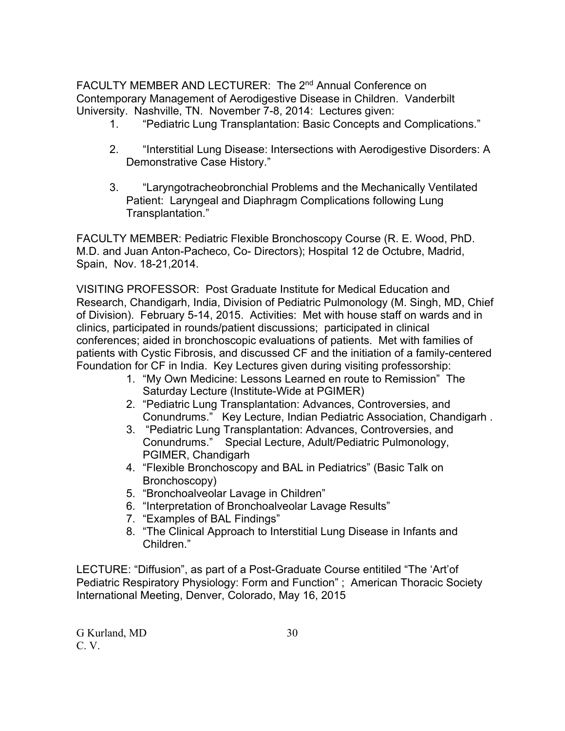FACULTY MEMBER AND LECTURER: The 2nd Annual Conference on Contemporary Management of Aerodigestive Disease in Children. Vanderbilt University. Nashville, TN. November 7-8, 2014: Lectures given:

1. "Pediatric Lung Transplantation: Basic Concepts and Complications."

2. "Interstitial Lung Disease: Intersections with Aerodigestive Disorders: A Demonstrative Case History."

3. "Laryngotracheobronchial Problems and the Mechanically Ventilated Patient: Laryngeal and Diaphragm Complications following Lung Transplantation."

FACULTY MEMBER: Pediatric Flexible Bronchoscopy Course (R. E. Wood, PhD. M.D. and Juan Anton-Pacheco, Co- Directors); Hospital 12 de Octubre, Madrid, Spain, Nov. 18-21,2014.

VISITING PROFESSOR: Post Graduate Institute for Medical Education and Research, Chandigarh, India, Division of Pediatric Pulmonology (M. Singh, MD, Chief of Division). February 5-14, 2015. Activities: Met with house staff on wards and in clinics, participated in rounds/patient discussions; participated in clinical conferences; aided in bronchoscopic evaluations of patients. Met with families of patients with Cystic Fibrosis, and discussed CF and the initiation of a family-centered Foundation for CF in India. Key Lectures given during visiting professorship:

1. "My Own Medicine: Lessons Learned en route to Remission" The Saturday Lecture (Institute-Wide at PGIMER)
2. "Pediatric Lung Transplantation: Advances, Controversies, and Conundrums." Key Lecture, Indian Pediatric Association, Chandigarh .
3. "Pediatric Lung Transplantation: Advances, Controversies, and Conundrums." Special Lecture, Adult/Pediatric Pulmonology, PGIMER, Chandigarh
4. "Flexible Bronchoscopy and BAL in Pediatrics" (Basic Talk on Bronchoscopy)
5. "Bronchoalveolar Lavage in Children"
6. "Interpretation of Bronchoalveolar Lavage Results"
7. "Examples of BAL Findings"
8. "The Clinical Approach to Interstitial Lung Disease in Infants and Children."

LECTURE: "Diffusion", as part of a Post-Graduate Course entitiled "The 'Art'of Pediatric Respiratory Physiology: Form and Function" ; American Thoracic Society International Meeting, Denver, Colorado, May 16, 2015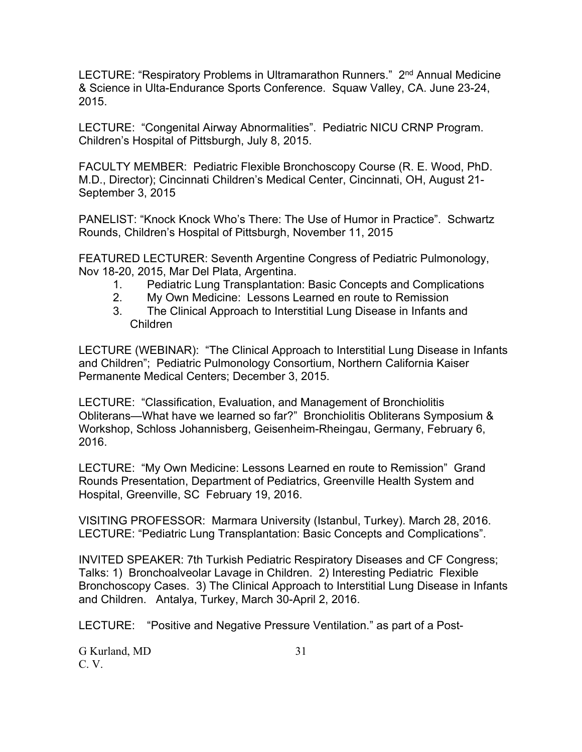LECTURE: “Respiratory Problems in Ultramarathon Runners.” 2nd Annual Medicine & Science in Ulta-Endurance Sports Conference. Squaw Valley, CA. June 23-24, 2015.

LECTURE: “Congenital Airway Abnormalities”. Pediatric NICU CRNP Program. Children’s Hospital of Pittsburgh, July 8, 2015.

FACULTY MEMBER: Pediatric Flexible Bronchoscopy Course (R. E. Wood, PhD. M.D., Director); Cincinnati Children’s Medical Center, Cincinnati, OH, August 21-September 3, 2015

PANELIST: “Knock Knock Who’s There: The Use of Humor in Practice”. Schwartz Rounds, Children’s Hospital of Pittsburgh, November 11, 2015

FEATURED LECTURER: Seventh Argentine Congress of Pediatric Pulmonology, Nov 18-20, 2015, Mar Del Plata, Argentina.

1. Pediatric Lung Transplantation: Basic Concepts and Complications
2. My Own Medicine: Lessons Learned en route to Remission
3. The Clinical Approach to Interstitial Lung Disease in Infants and Children

LECTURE (WEBINAR): “The Clinical Approach to Interstitial Lung Disease in Infants and Children”; Pediatric Pulmonology Consortium, Northern California Kaiser Permanente Medical Centers; December 3, 2015.

LECTURE: “Classification, Evaluation, and Management of Bronchiolitis Obliterans—What have we learned so far?” Bronchiolitis Obliterans Symposium & Workshop, Schloss Johannisberg, Geisenheim-Rheingau, Germany, February 6, 2016.

LECTURE: “My Own Medicine: Lessons Learned en route to Remission” Grand Rounds Presentation, Department of Pediatrics, Greenville Health System and Hospital, Greenville, SC February 19, 2016.

VISITING PROFESSOR: Marmara University (Istanbul, Turkey). March 28, 2016. LECTURE: “Pediatric Lung Transplantation: Basic Concepts and Complications”.

INVITED SPEAKER: 7th Turkish Pediatric Respiratory Diseases and CF Congress; Talks: 1) Bronchoalveolar Lavage in Children. 2) Interesting Pediatric Flexible Bronchoscopy Cases. 3) The Clinical Approach to Interstitial Lung Disease in Infants and Children. Antalya, Turkey, March 30-April 2, 2016.

LECTURE: “Positive and Negative Pressure Ventilation.” as part of a Post-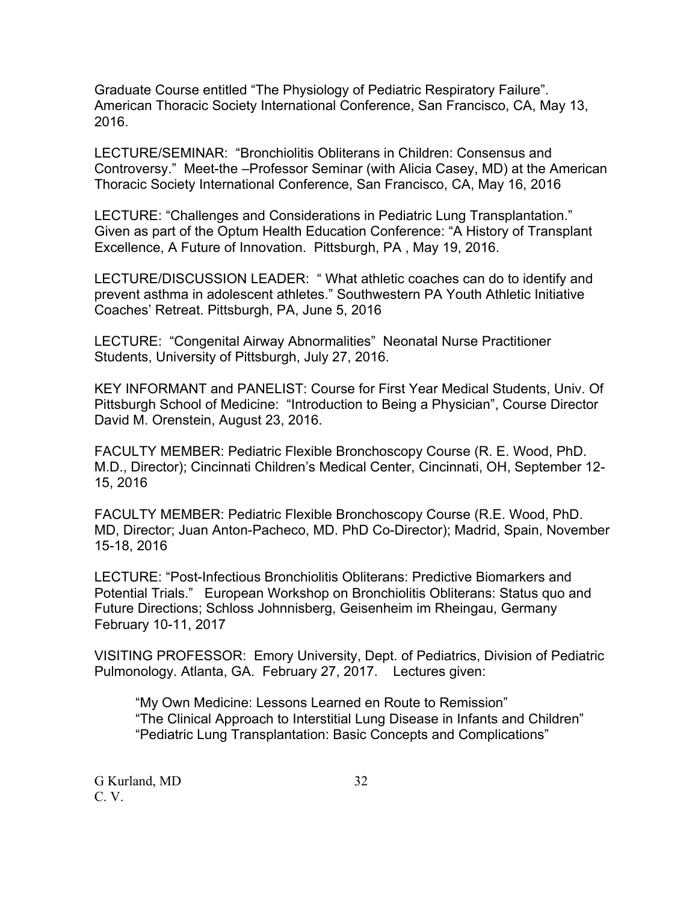Graduate Course entitled “The Physiology of Pediatric Respiratory Failure”. American Thoracic Society International Conference, San Francisco, CA, May 13, 2016.

LECTURE/SEMINAR: “Bronchiolitis Obliterans in Children: Consensus and Controversy.” Meet-the –Professor Seminar (with Alicia Casey, MD) at the American Thoracic Society International Conference, San Francisco, CA, May 16, 2016

LECTURE: “Challenges and Considerations in Pediatric Lung Transplantation.” Given as part of the Optum Health Education Conference: “A History of Transplant Excellence, A Future of Innovation. Pittsburgh, PA , May 19, 2016.

LECTURE/DISCUSSION LEADER: “ What athletic coaches can do to identify and prevent asthma in adolescent athletes.” Southwestern PA Youth Athletic Initiative Coaches’ Retreat. Pittsburgh, PA, June 5, 2016

LECTURE: “Congenital Airway Abnormalities” Neonatal Nurse Practitioner Students, University of Pittsburgh, July 27, 2016.

KEY INFORMANT and PANELIST: Course for First Year Medical Students, Univ. Of Pittsburgh School of Medicine: “Introduction to Being a Physician”, Course Director David M. Orenstein, August 23, 2016.

FACULTY MEMBER: Pediatric Flexible Bronchoscopy Course (R. E. Wood, PhD. M.D., Director); Cincinnati Children’s Medical Center, Cincinnati, OH, September 12-15, 2016

FACULTY MEMBER: Pediatric Flexible Bronchoscopy Course (R.E. Wood, PhD. MD, Director; Juan Anton-Pacheco, MD. PhD Co-Director); Madrid, Spain, November 15-18, 2016

LECTURE: “Post-Infectious Bronchiolitis Obliterans: Predictive Biomarkers and Potential Trials.” European Workshop on Bronchiolitis Obliterans: Status quo and Future Directions; Schloss Johnnisberg, Geisenheim im Rheingau, Germany February 10-11, 2017

VISITING PROFESSOR: Emory University, Dept. of Pediatrics, Division of Pediatric Pulmonology. Atlanta, GA. February 27, 2017. Lectures given:

“My Own Medicine: Lessons Learned en Route to Remission”
“The Clinical Approach to Interstitial Lung Disease in Infants and Children”
“Pediatric Lung Transplantation: Basic Concepts and Complications”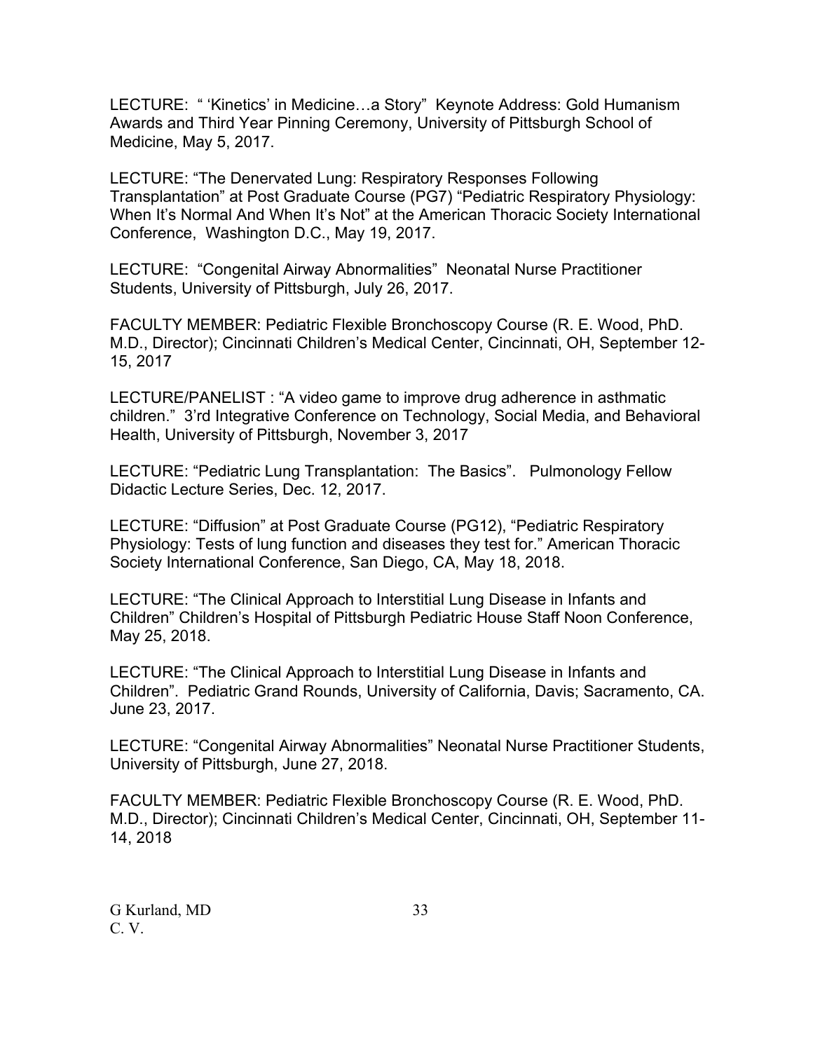LECTURE: " 'Kinetics' in Medicine…a Story" Keynote Address: Gold Humanism Awards and Third Year Pinning Ceremony, University of Pittsburgh School of Medicine, May 5, 2017.

LECTURE: "The Denervated Lung: Respiratory Responses Following Transplantation" at Post Graduate Course (PG7) "Pediatric Respiratory Physiology: When It's Normal And When It's Not" at the American Thoracic Society International Conference, Washington D.C., May 19, 2017.

LECTURE: "Congenital Airway Abnormalities" Neonatal Nurse Practitioner Students, University of Pittsburgh, July 26, 2017.

FACULTY MEMBER: Pediatric Flexible Bronchoscopy Course (R. E. Wood, PhD. M.D., Director); Cincinnati Children's Medical Center, Cincinnati, OH, September 12-15, 2017

LECTURE/PANELIST : "A video game to improve drug adherence in asthmatic children." 3'rd Integrative Conference on Technology, Social Media, and Behavioral Health, University of Pittsburgh, November 3, 2017

LECTURE: "Pediatric Lung Transplantation: The Basics". Pulmonology Fellow Didactic Lecture Series, Dec. 12, 2017.

LECTURE: "Diffusion" at Post Graduate Course (PG12), "Pediatric Respiratory Physiology: Tests of lung function and diseases they test for." American Thoracic Society International Conference, San Diego, CA, May 18, 2018.

LECTURE: "The Clinical Approach to Interstitial Lung Disease in Infants and Children" Children's Hospital of Pittsburgh Pediatric House Staff Noon Conference, May 25, 2018.

LECTURE: "The Clinical Approach to Interstitial Lung Disease in Infants and Children". Pediatric Grand Rounds, University of California, Davis; Sacramento, CA. June 23, 2017.

LECTURE: "Congenital Airway Abnormalities" Neonatal Nurse Practitioner Students, University of Pittsburgh, June 27, 2018.

FACULTY MEMBER: Pediatric Flexible Bronchoscopy Course (R. E. Wood, PhD. M.D., Director); Cincinnati Children's Medical Center, Cincinnati, OH, September 11-14, 2018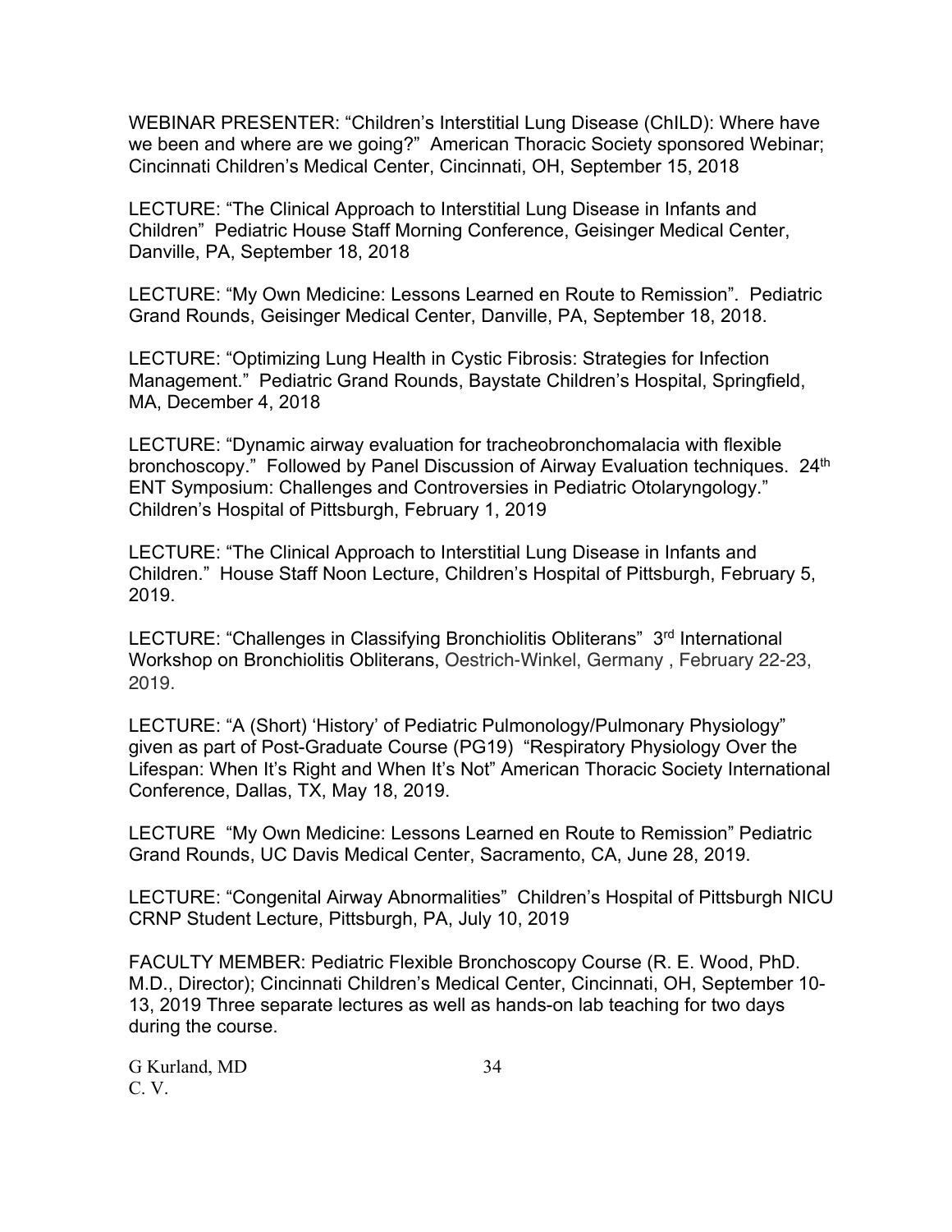WEBINAR PRESENTER: “Children’s Interstitial Lung Disease (ChILD): Where have we been and where are we going?” American Thoracic Society sponsored Webinar; Cincinnati Children’s Medical Center, Cincinnati, OH, September 15, 2018

LECTURE: “The Clinical Approach to Interstitial Lung Disease in Infants and Children” Pediatric House Staff Morning Conference, Geisinger Medical Center, Danville, PA, September 18, 2018

LECTURE: “My Own Medicine: Lessons Learned en Route to Remission”. Pediatric Grand Rounds, Geisinger Medical Center, Danville, PA, September 18, 2018.

LECTURE: “Optimizing Lung Health in Cystic Fibrosis: Strategies for Infection Management.” Pediatric Grand Rounds, Baystate Children’s Hospital, Springfield, MA, December 4, 2018

LECTURE: “Dynamic airway evaluation for tracheobronchomalacia with flexible bronchoscopy.” Followed by Panel Discussion of Airway Evaluation techniques. 24th ENT Symposium: Challenges and Controversies in Pediatric Otolaryngology.” Children’s Hospital of Pittsburgh, February 1, 2019

LECTURE: “The Clinical Approach to Interstitial Lung Disease in Infants and Children.” House Staff Noon Lecture, Children’s Hospital of Pittsburgh, February 5, 2019.

LECTURE: “Challenges in Classifying Bronchiolitis Obliterans” 3rd International Workshop on Bronchiolitis Obliterans, Oestrich-Winkel, Germany , February 22-23, 2019.

LECTURE: “A (Short) ‘History’ of Pediatric Pulmonology/Pulmonary Physiology” given as part of Post-Graduate Course (PG19) “Respiratory Physiology Over the Lifespan: When It’s Right and When It’s Not” American Thoracic Society International Conference, Dallas, TX, May 18, 2019.

LECTURE “My Own Medicine: Lessons Learned en Route to Remission” Pediatric Grand Rounds, UC Davis Medical Center, Sacramento, CA, June 28, 2019.

LECTURE: “Congenital Airway Abnormalities” Children’s Hospital of Pittsburgh NICU CRNP Student Lecture, Pittsburgh, PA, July 10, 2019

FACULTY MEMBER: Pediatric Flexible Bronchoscopy Course (R. E. Wood, PhD. M.D., Director); Cincinnati Children’s Medical Center, Cincinnati, OH, September 10-13, 2019 Three separate lectures as well as hands-on lab teaching for two days during the course.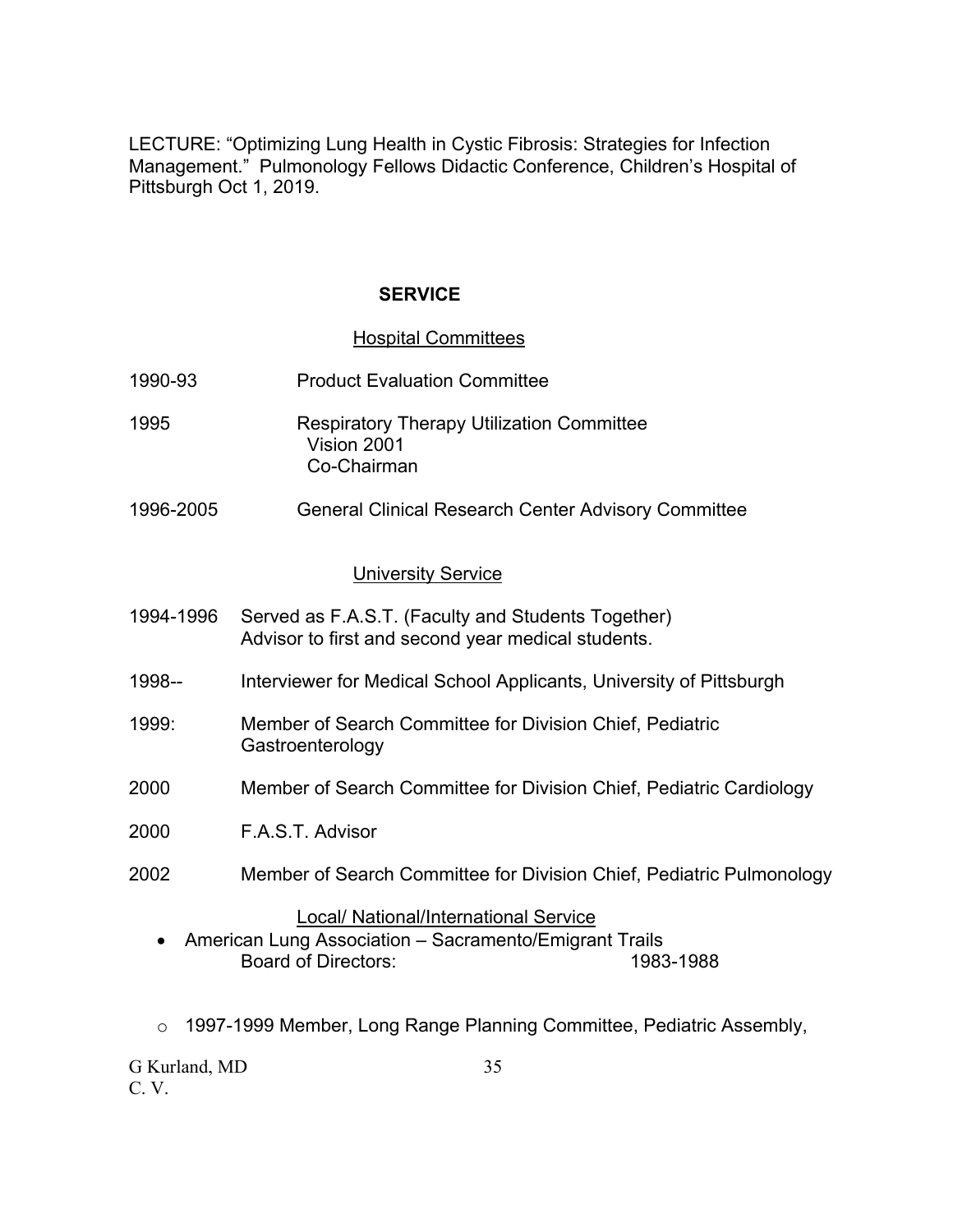LECTURE: “Optimizing Lung Health in Cystic Fibrosis: Strategies for Infection Management.” Pulmonology Fellows Didactic Conference, Children’s Hospital of Pittsburgh Oct 1, 2019.

## SERVICE

### Hospital Committees

1990-93 Product Evaluation Committee

1995 Respiratory Therapy Utilization Committee
Vision 2001
Co-Chairman

1996-2005 General Clinical Research Center Advisory Committee

### University Service

1994-1996 Served as F.A.S.T. (Faculty and Students Together) Advisor to first and second year medical students.

1998-- Interviewer for Medical School Applicants, University of Pittsburgh

1999: Member of Search Committee for Division Chief, Pediatric Gastroenterology

2000 Member of Search Committee for Division Chief, Pediatric Cardiology

2000 F.A.S.T. Advisor

2002 Member of Search Committee for Division Chief, Pediatric Pulmonology

### Local/ National/International Service

- American Lung Association – Sacramento/Emigrant Trails
  Board of Directors: 1983-1988

  - 1997-1999 Member, Long Range Planning Committee, Pediatric Assembly,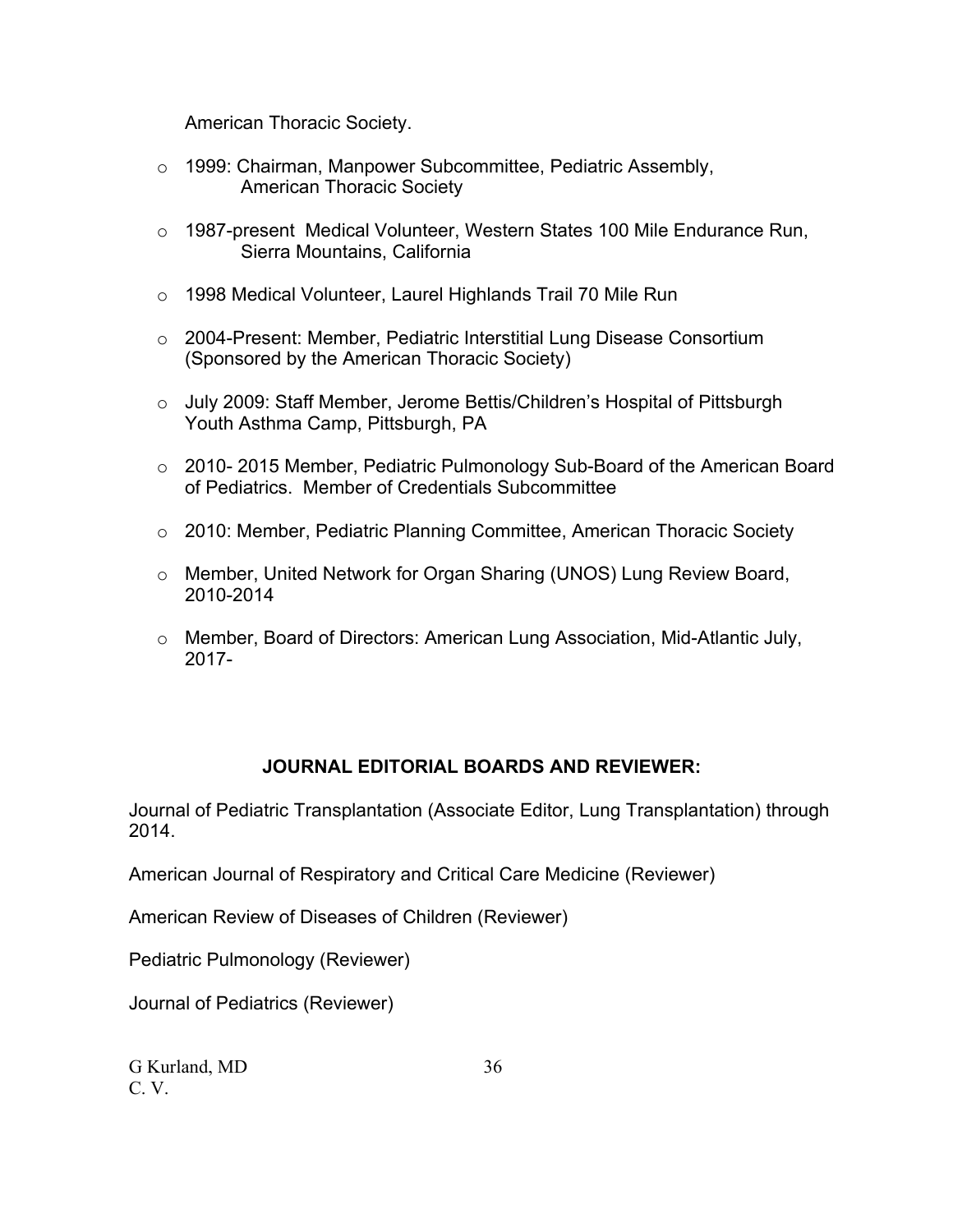American Thoracic Society.

- 1999: Chairman, Manpower Subcommittee, Pediatric Assembly, American Thoracic Society

- 1987-present Medical Volunteer, Western States 100 Mile Endurance Run, Sierra Mountains, California

- 1998 Medical Volunteer, Laurel Highlands Trail 70 Mile Run

- 2004-Present: Member, Pediatric Interstitial Lung Disease Consortium (Sponsored by the American Thoracic Society)

- July 2009: Staff Member, Jerome Bettis/Children's Hospital of Pittsburgh Youth Asthma Camp, Pittsburgh, PA

- 2010- 2015 Member, Pediatric Pulmonology Sub-Board of the American Board of Pediatrics. Member of Credentials Subcommittee

- 2010: Member, Pediatric Planning Committee, American Thoracic Society

- Member, United Network for Organ Sharing (UNOS) Lung Review Board, 2010-2014

- Member, Board of Directors: American Lung Association, Mid-Atlantic July, 2017-

## JOURNAL EDITORIAL BOARDS AND REVIEWER:

Journal of Pediatric Transplantation (Associate Editor, Lung Transplantation) through 2014.

American Journal of Respiratory and Critical Care Medicine (Reviewer)

American Review of Diseases of Children (Reviewer)

Pediatric Pulmonology (Reviewer)

Journal of Pediatrics (Reviewer)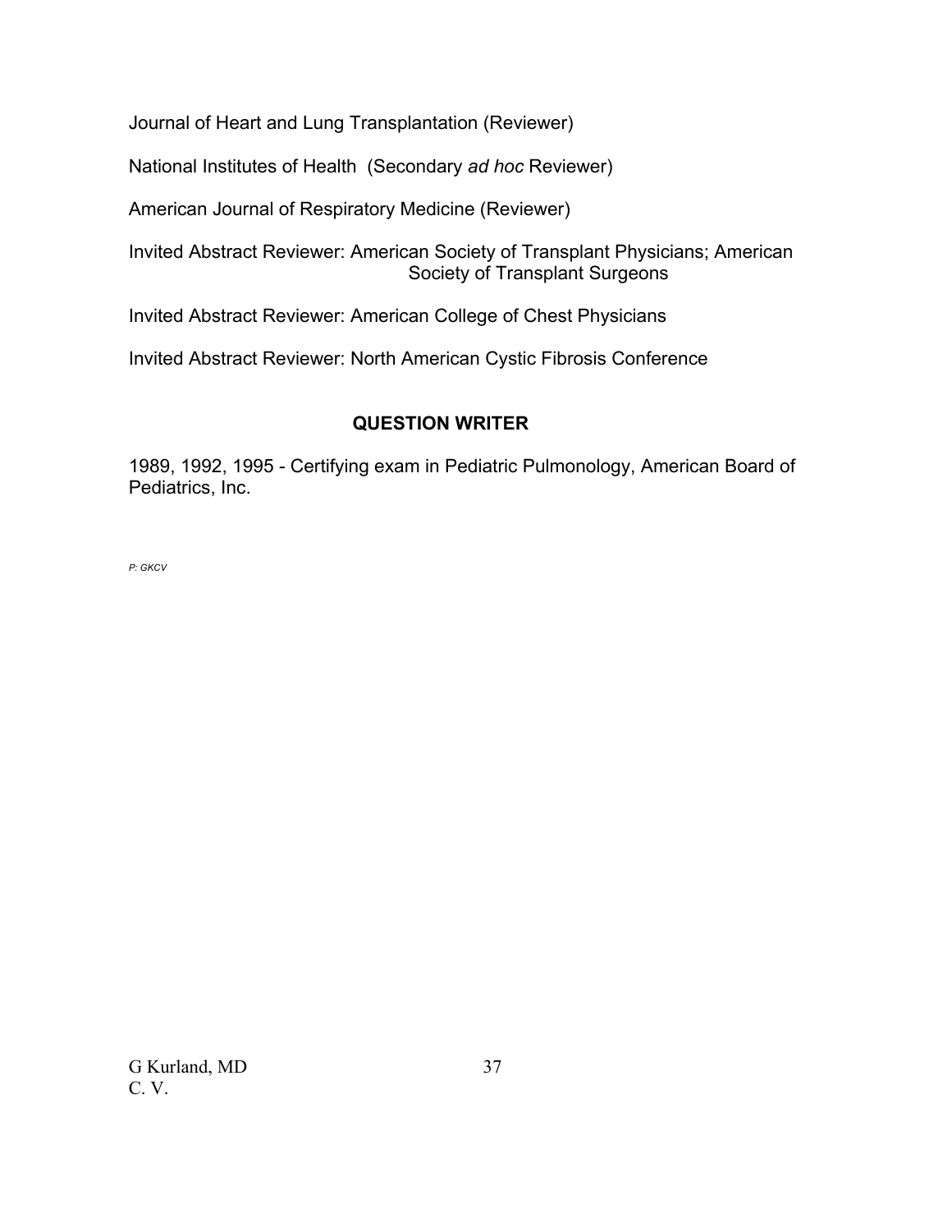Journal of Heart and Lung Transplantation (Reviewer)

National Institutes of Health (Secondary *ad hoc* Reviewer)

American Journal of Respiratory Medicine (Reviewer)

Invited Abstract Reviewer: American Society of Transplant Physicians; American Society of Transplant Surgeons

Invited Abstract Reviewer: American College of Chest Physicians

Invited Abstract Reviewer: North American Cystic Fibrosis Conference

## QUESTION WRITER

1989, 1992, 1995 - Certifying exam in Pediatric Pulmonology, American Board of Pediatrics, Inc.

*P: GKCV*